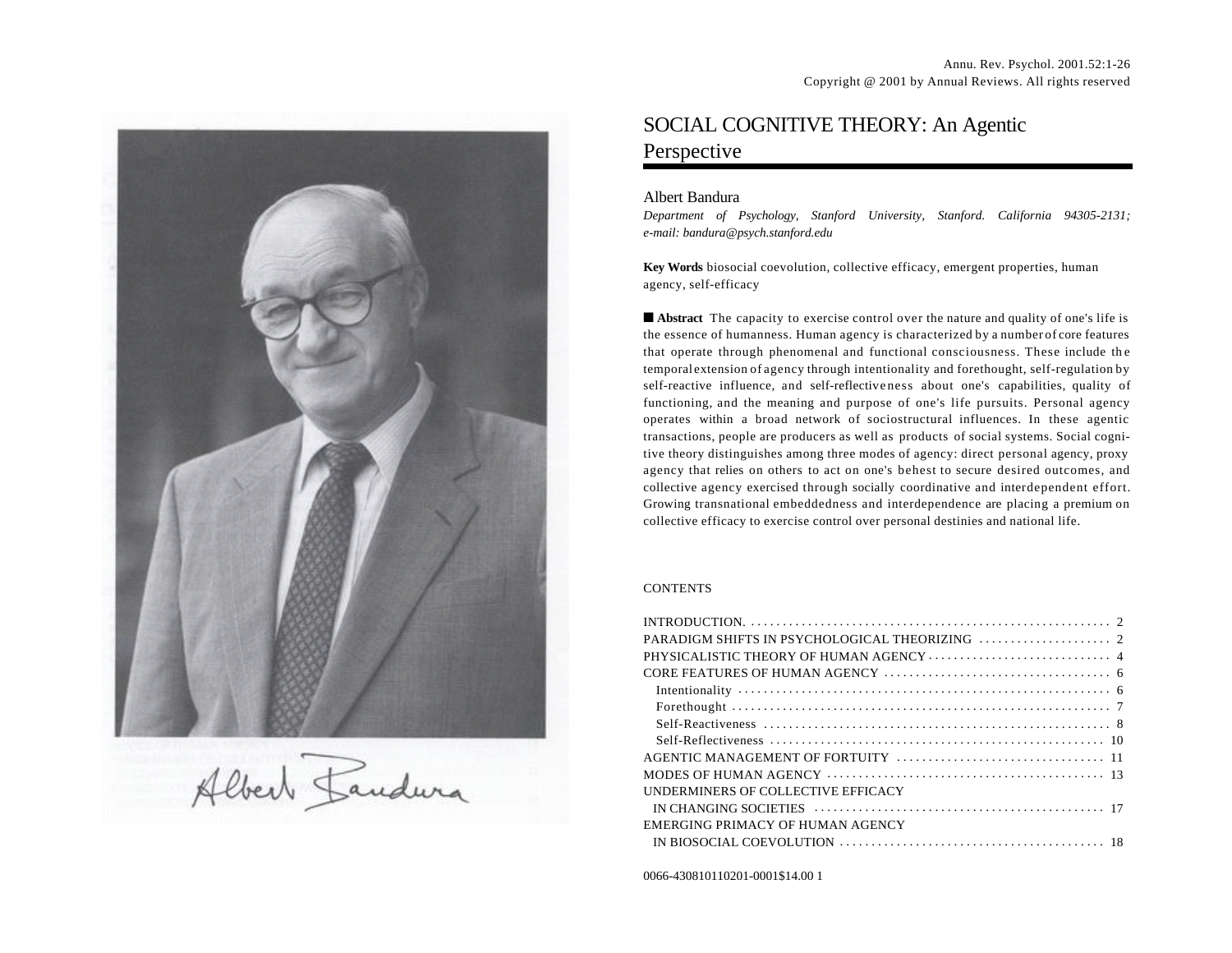Annu. Rev. Psychol. 2001.52:1-26
Copyright @ 2001 by Annual Reviews. All rights reserved

Albert Bandura

# SOCIAL COGNITIVE THEORY: An Agentic Perspective

Albert Bandura

*Department of Psychology, Stanford University, Stanford. California 94305-2131; e-mail: bandura@psych.stanford.edu*

**Key Words** biosocial coevolution, collective efficacy, emergent properties, human agency, self-efficacy

■ **Abstract** The capacity to exercise control over the nature and quality of one's life is the essence of humanness. Human agency is characterized by a number of core features that operate through phenomenal and functional consciousness. These include the temporal extension of agency through intentionality and forethought, self-regulation by self-reactive influence, and self-reflectiveness about one's capabilities, quality of functioning, and the meaning and purpose of one's life pursuits. Personal agency operates within a broad network of sociostructural influences. In these agentic transactions, people are producers as well as products of social systems. Social cognitive theory distinguishes among three modes of agency: direct personal agency, proxy agency that relies on others to act on one's behest to secure desired outcomes, and collective agency exercised through socially coordinative and interdependent effort. Growing transnational embeddedness and interdependence are placing a premium on collective efficacy to exercise control over personal destinies and national life.

CONTENTS

| | |
|---|---|
| INTRODUCTION | 2 |
| PARADIGM SHIFTS IN PSYCHOLOGICAL THEORIZING | 2 |
| PHYSICALISTIC THEORY OF HUMAN AGENCY | 4 |
| CORE FEATURES OF HUMAN AGENCY | 6 |
| Intentionality | 6 |
| Forethought | 7 |
| Self-Reactiveness | 8 |
| Self-Reflectiveness | 10 |
| AGENTIC MANAGEMENT OF FORTUITY | 11 |
| MODES OF HUMAN AGENCY | 13 |
| UNDERMINERS OF COLLECTIVE EFFICACY IN CHANGING SOCIETIES | 17 |
| EMERGING PRIMACY OF HUMAN AGENCY IN BIOSOCIAL COEVOLUTION | 18 |

0066-430810110201-0001$14.00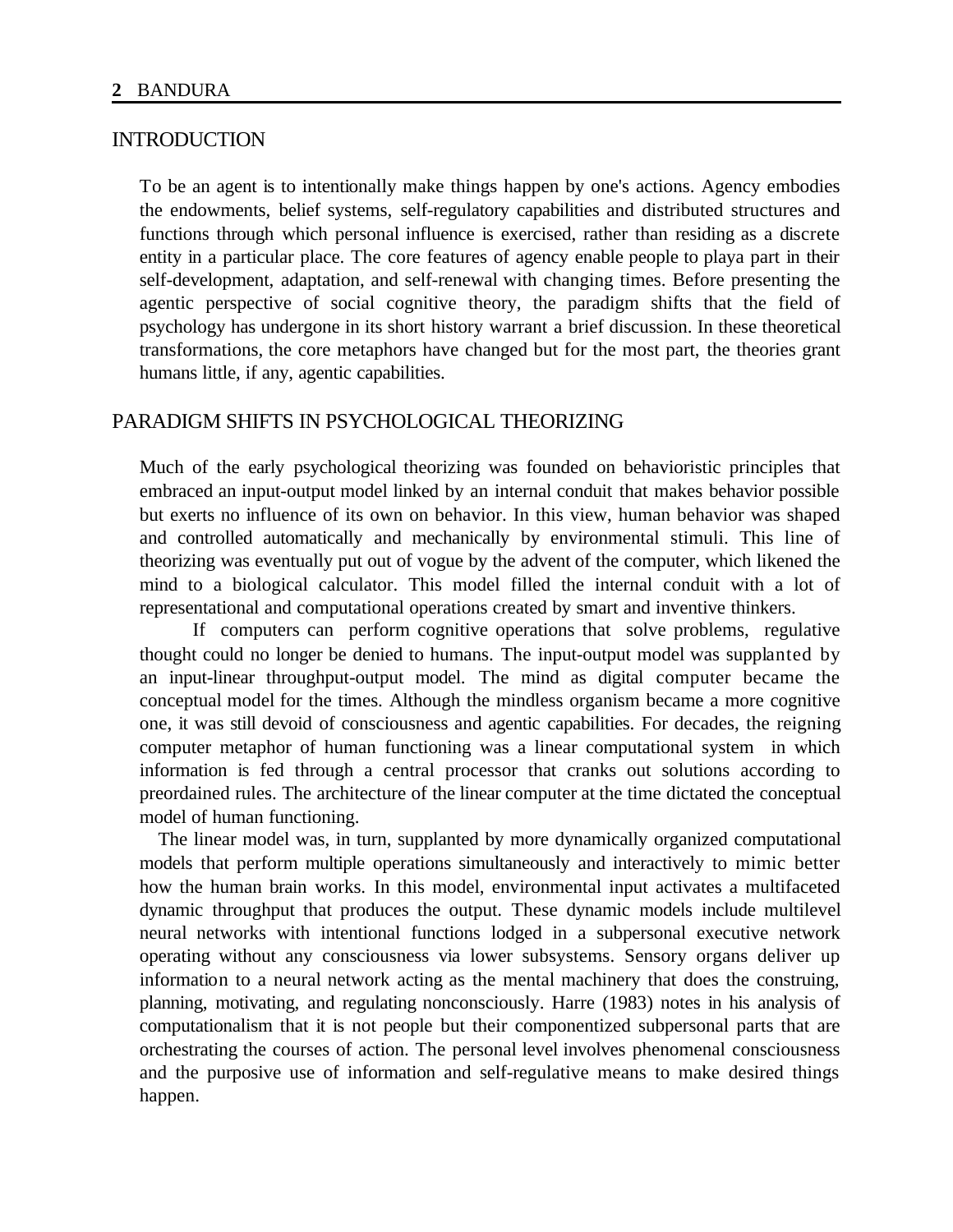## INTRODUCTION

To be an agent is to intentionally make things happen by one's actions. Agency embodies the endowments, belief systems, self-regulatory capabilities and distributed structures and functions through which personal influence is exercised, rather than residing as a discrete entity in a particular place. The core features of agency enable people to playa part in their self-development, adaptation, and self-renewal with changing times. Before presenting the agentic perspective of social cognitive theory, the paradigm shifts that the field of psychology has undergone in its short history warrant a brief discussion. In these theoretical transformations, the core metaphors have changed but for the most part, the theories grant humans little, if any, agentic capabilities.

## PARADIGM SHIFTS IN PSYCHOLOGICAL THEORIZING

Much of the early psychological theorizing was founded on behavioristic principles that embraced an input-output model linked by an internal conduit that makes behavior possible but exerts no influence of its own on behavior. In this view, human behavior was shaped and controlled automatically and mechanically by environmental stimuli. This line of theorizing was eventually put out of vogue by the advent of the computer, which likened the mind to a biological calculator. This model filled the internal conduit with a lot of representational and computational operations created by smart and inventive thinkers.

If computers can perform cognitive operations that solve problems, regulative thought could no longer be denied to humans. The input-output model was supplanted by an input-linear throughput-output model. The mind as digital computer became the conceptual model for the times. Although the mindless organism became a more cognitive one, it was still devoid of consciousness and agentic capabilities. For decades, the reigning computer metaphor of human functioning was a linear computational system in which information is fed through a central processor that cranks out solutions according to preordained rules. The architecture of the linear computer at the time dictated the conceptual model of human functioning.

The linear model was, in turn, supplanted by more dynamically organized computational models that perform multiple operations simultaneously and interactively to mimic better how the human brain works. In this model, environmental input activates a multifaceted dynamic throughput that produces the output. These dynamic models include multilevel neural networks with intentional functions lodged in a subpersonal executive network operating without any consciousness via lower subsystems. Sensory organs deliver up information to a neural network acting as the mental machinery that does the construing, planning, motivating, and regulating nonconsciously. Harre (1983) notes in his analysis of computationalism that it is not people but their componentized subpersonal parts that are orchestrating the courses of action. The personal level involves phenomenal consciousness and the purposive use of information and self-regulative means to make desired things happen.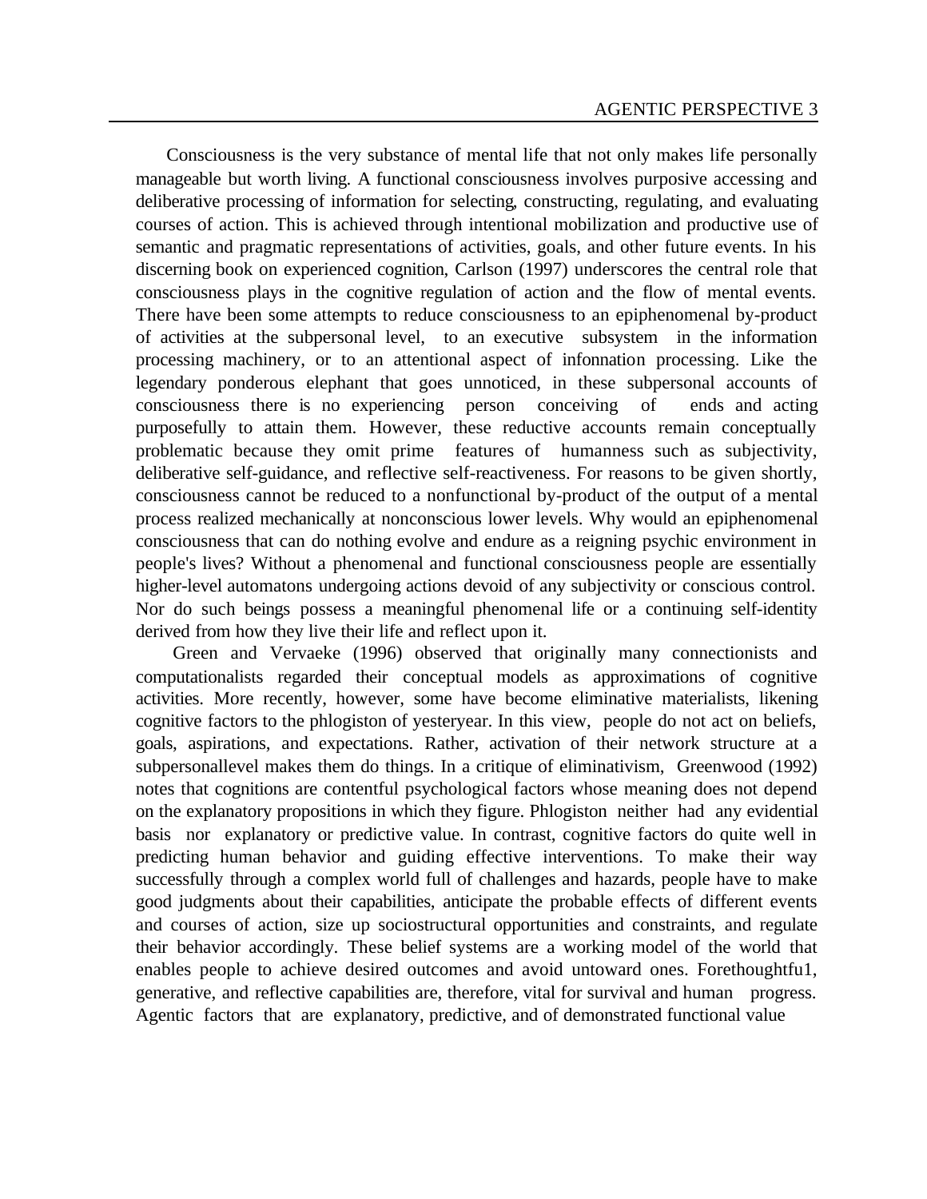Consciousness is the very substance of mental life that not only makes life personally manageable but worth living. A functional consciousness involves purposive accessing and deliberative processing of information for selecting, constructing, regulating, and evaluating courses of action. This is achieved through intentional mobilization and productive use of semantic and pragmatic representations of activities, goals, and other future events. In his discerning book on experienced cognition, Carlson (1997) underscores the central role that consciousness plays in the cognitive regulation of action and the flow of mental events. There have been some attempts to reduce consciousness to an epiphenomenal by-product of activities at the subpersonal level, to an executive subsystem in the information processing machinery, or to an attentional aspect of infonnation processing. Like the legendary ponderous elephant that goes unnoticed, in these subpersonal accounts of consciousness there is no experiencing person conceiving of ends and acting purposefully to attain them. However, these reductive accounts remain conceptually problematic because they omit prime features of humanness such as subjectivity, deliberative self-guidance, and reflective self-reactiveness. For reasons to be given shortly, consciousness cannot be reduced to a nonfunctional by-product of the output of a mental process realized mechanically at nonconscious lower levels. Why would an epiphenomenal consciousness that can do nothing evolve and endure as a reigning psychic environment in people's lives? Without a phenomenal and functional consciousness people are essentially higher-level automatons undergoing actions devoid of any subjectivity or conscious control. Nor do such beings possess a meaningful phenomenal life or a continuing self-identity derived from how they live their life and reflect upon it.

Green and Vervaeke (1996) observed that originally many connectionists and computationalists regarded their conceptual models as approximations of cognitive activities. More recently, however, some have become eliminative materialists, likening cognitive factors to the phlogiston of yesteryear. In this view, people do not act on beliefs, goals, aspirations, and expectations. Rather, activation of their network structure at a subpersonallevel makes them do things. In a critique of eliminativism, Greenwood (1992) notes that cognitions are contentful psychological factors whose meaning does not depend on the explanatory propositions in which they figure. Phlogiston neither had any evidential basis nor explanatory or predictive value. In contrast, cognitive factors do quite well in predicting human behavior and guiding effective interventions. To make their way successfully through a complex world full of challenges and hazards, people have to make good judgments about their capabilities, anticipate the probable effects of different events and courses of action, size up sociostructural opportunities and constraints, and regulate their behavior accordingly. These belief systems are a working model of the world that enables people to achieve desired outcomes and avoid untoward ones. Forethoughtfu1, generative, and reflective capabilities are, therefore, vital for survival and human progress. Agentic factors that are explanatory, predictive, and of demonstrated functional value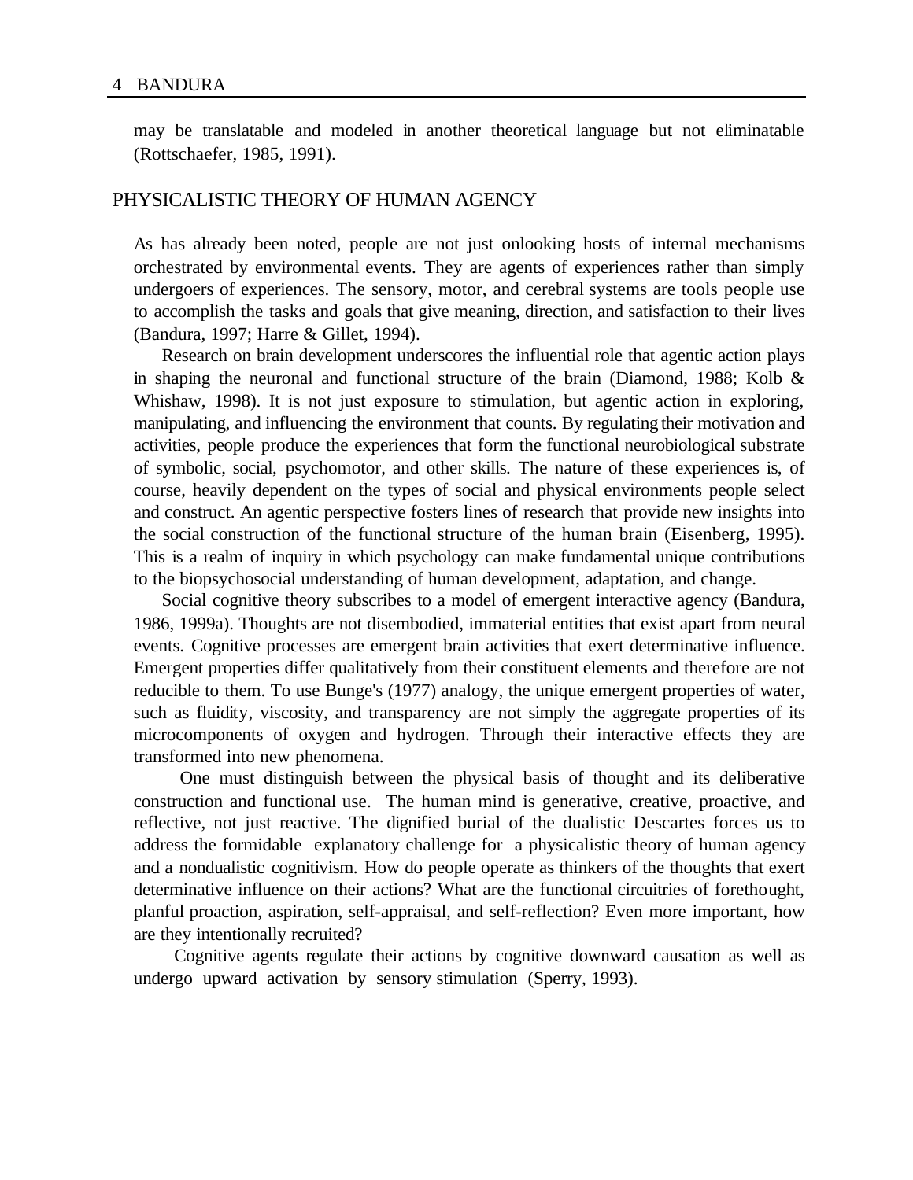may be translatable and modeled in another theoretical language but not eliminatable (Rottschaefer, 1985, 1991).

## PHYSICALISTIC THEORY OF HUMAN AGENCY

As has already been noted, people are not just onlooking hosts of internal mechanisms orchestrated by environmental events. They are agents of experiences rather than simply undergoers of experiences. The sensory, motor, and cerebral systems are tools people use to accomplish the tasks and goals that give meaning, direction, and satisfaction to their lives (Bandura, 1997; Harre & Gillet, 1994).

Research on brain development underscores the influential role that agentic action plays in shaping the neuronal and functional structure of the brain (Diamond, 1988; Kolb & Whishaw, 1998). It is not just exposure to stimulation, but agentic action in exploring, manipulating, and influencing the environment that counts. By regulating their motivation and activities, people produce the experiences that form the functional neurobiological substrate of symbolic, social, psychomotor, and other skills. The nature of these experiences is, of course, heavily dependent on the types of social and physical environments people select and construct. An agentic perspective fosters lines of research that provide new insights into the social construction of the functional structure of the human brain (Eisenberg, 1995). This is a realm of inquiry in which psychology can make fundamental unique contributions to the biopsychosocial understanding of human development, adaptation, and change.

Social cognitive theory subscribes to a model of emergent interactive agency (Bandura, 1986, 1999a). Thoughts are not disembodied, immaterial entities that exist apart from neural events. Cognitive processes are emergent brain activities that exert determinative influence. Emergent properties differ qualitatively from their constituent elements and therefore are not reducible to them. To use Bunge's (1977) analogy, the unique emergent properties of water, such as fluidity, viscosity, and transparency are not simply the aggregate properties of its microcomponents of oxygen and hydrogen. Through their interactive effects they are transformed into new phenomena.

One must distinguish between the physical basis of thought and its deliberative construction and functional use. The human mind is generative, creative, proactive, and reflective, not just reactive. The dignified burial of the dualistic Descartes forces us to address the formidable explanatory challenge for a physicalistic theory of human agency and a nondualistic cognitivism. How do people operate as thinkers of the thoughts that exert determinative influence on their actions? What are the functional circuitries of forethought, planful proaction, aspiration, self-appraisal, and self-reflection? Even more important, how are they intentionally recruited?

Cognitive agents regulate their actions by cognitive downward causation as well as undergo upward activation by sensory stimulation (Sperry, 1993).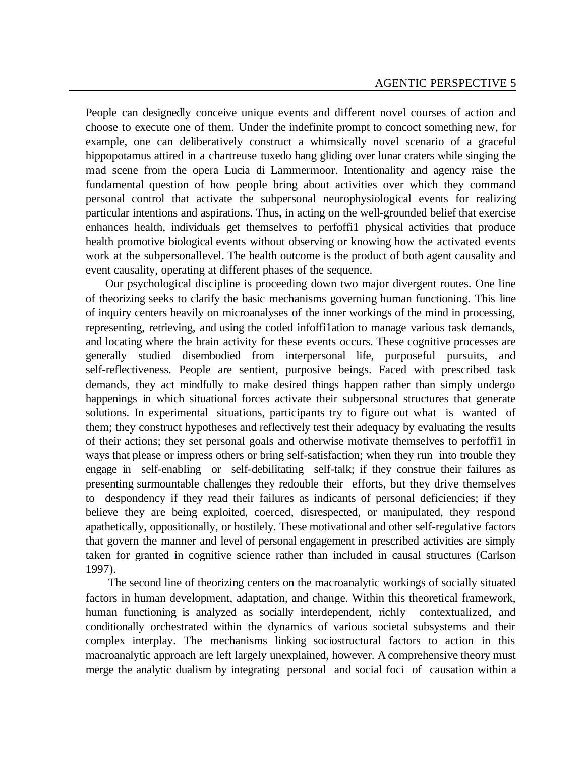People can designedly conceive unique events and different novel courses of action and choose to execute one of them. Under the indefinite prompt to concoct something new, for example, one can deliberatively construct a whimsically novel scenario of a graceful hippopotamus attired in a chartreuse tuxedo hang gliding over lunar craters while singing the mad scene from the opera Lucia di Lammermoor. Intentionality and agency raise the fundamental question of how people bring about activities over which they command personal control that activate the subpersonal neurophysiological events for realizing particular intentions and aspirations. Thus, in acting on the well-grounded belief that exercise enhances health, individuals get themselves to perfoffi1 physical activities that produce health promotive biological events without observing or knowing how the activated events work at the subpersonallevel. The health outcome is the product of both agent causality and event causality, operating at different phases of the sequence.

Our psychological discipline is proceeding down two major divergent routes. One line of theorizing seeks to clarify the basic mechanisms governing human functioning. This line of inquiry centers heavily on microanalyses of the inner workings of the mind in processing, representing, retrieving, and using the coded infoffi1ation to manage various task demands, and locating where the brain activity for these events occurs. These cognitive processes are generally studied disembodied from interpersonal life, purposeful pursuits, and self-reflectiveness. People are sentient, purposive beings. Faced with prescribed task demands, they act mindfully to make desired things happen rather than simply undergo happenings in which situational forces activate their subpersonal structures that generate solutions. In experimental situations, participants try to figure out what is wanted of them; they construct hypotheses and reflectively test their adequacy by evaluating the results of their actions; they set personal goals and otherwise motivate themselves to perfoffi1 in ways that please or impress others or bring self-satisfaction; when they run into trouble they engage in self-enabling or self-debilitating self-talk; if they construe their failures as presenting surmountable challenges they redouble their efforts, but they drive themselves to despondency if they read their failures as indicants of personal deficiencies; if they believe they are being exploited, coerced, disrespected, or manipulated, they respond apathetically, oppositionally, or hostilely. These motivational and other self-regulative factors that govern the manner and level of personal engagement in prescribed activities are simply taken for granted in cognitive science rather than included in causal structures (Carlson 1997).

The second line of theorizing centers on the macroanalytic workings of socially situated factors in human development, adaptation, and change. Within this theoretical framework, human functioning is analyzed as socially interdependent, richly contextualized, and conditionally orchestrated within the dynamics of various societal subsystems and their complex interplay. The mechanisms linking sociostructural factors to action in this macroanalytic approach are left largely unexplained, however. A comprehensive theory must merge the analytic dualism by integrating personal and social foci of causation within a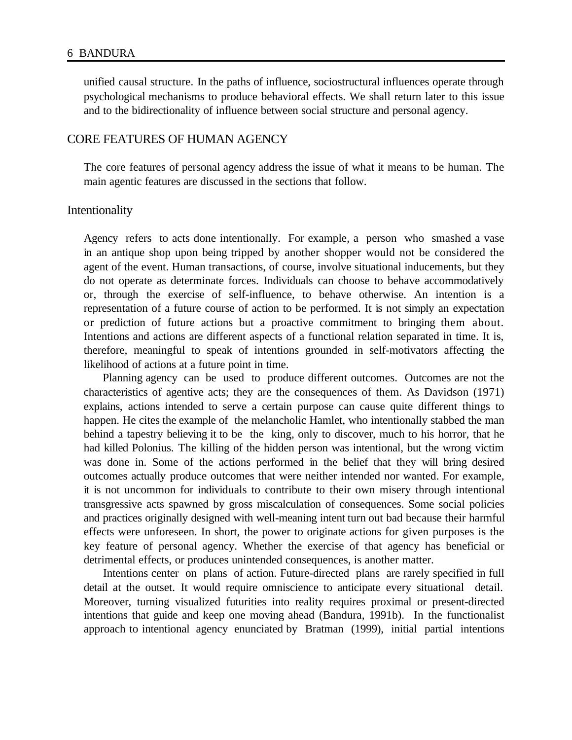unified causal structure. In the paths of influence, sociostructural influences operate through psychological mechanisms to produce behavioral effects. We shall return later to this issue and to the bidirectionality of influence between social structure and personal agency.

## CORE FEATURES OF HUMAN AGENCY

The core features of personal agency address the issue of what it means to be human. The main agentic features are discussed in the sections that follow.

### Intentionality

Agency refers to acts done intentionally. For example, a person who smashed a vase in an antique shop upon being tripped by another shopper would not be considered the agent of the event. Human transactions, of course, involve situational inducements, but they do not operate as determinate forces. Individuals can choose to behave accommodatively or, through the exercise of self-influence, to behave otherwise. An intention is a representation of a future course of action to be performed. It is not simply an expectation or prediction of future actions but a proactive commitment to bringing them about. Intentions and actions are different aspects of a functional relation separated in time. It is, therefore, meaningful to speak of intentions grounded in self-motivators affecting the likelihood of actions at a future point in time.

Planning agency can be used to produce different outcomes. Outcomes are not the characteristics of agentive acts; they are the consequences of them. As Davidson (1971) explains, actions intended to serve a certain purpose can cause quite different things to happen. He cites the example of the melancholic Hamlet, who intentionally stabbed the man behind a tapestry believing it to be the king, only to discover, much to his horror, that he had killed Polonius. The killing of the hidden person was intentional, but the wrong victim was done in. Some of the actions performed in the belief that they will bring desired outcomes actually produce outcomes that were neither intended nor wanted. For example, it is not uncommon for individuals to contribute to their own misery through intentional transgressive acts spawned by gross miscalculation of consequences. Some social policies and practices originally designed with well-meaning intent turn out bad because their harmful effects were unforeseen. In short, the power to originate actions for given purposes is the key feature of personal agency. Whether the exercise of that agency has beneficial or detrimental effects, or produces unintended consequences, is another matter.

Intentions center on plans of action. Future-directed plans are rarely specified in full detail at the outset. It would require omniscience to anticipate every situational detail. Moreover, turning visualized futurities into reality requires proximal or present-directed intentions that guide and keep one moving ahead (Bandura, 1991b). In the functionalist approach to intentional agency enunciated by Bratman (1999), initial partial intentions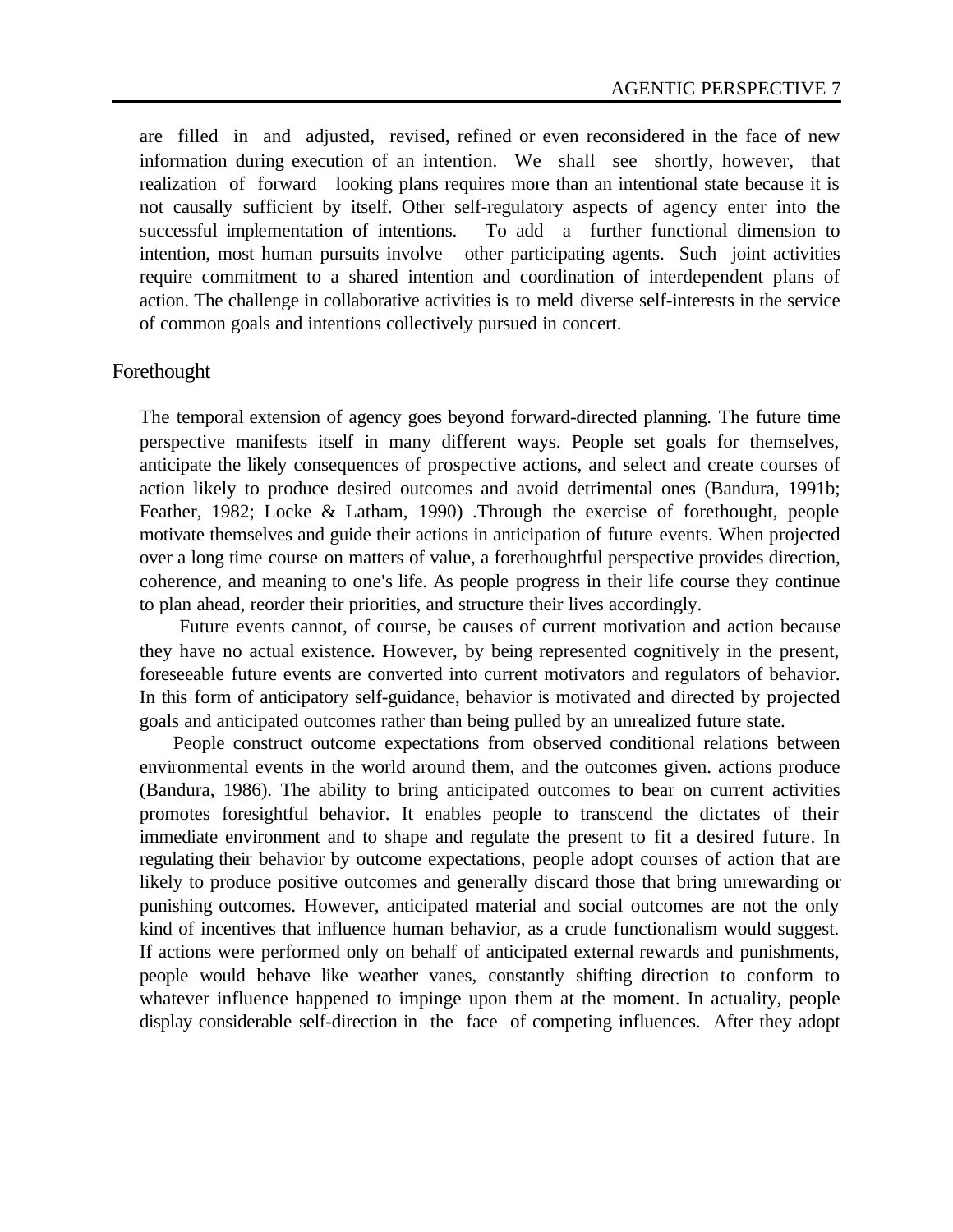are filled in and adjusted, revised, refined or even reconsidered in the face of new information during execution of an intention. We shall see shortly, however, that realization of forward looking plans requires more than an intentional state because it is not causally sufficient by itself. Other self-regulatory aspects of agency enter into the successful implementation of intentions. To add a further functional dimension to intention, most human pursuits involve other participating agents. Such joint activities require commitment to a shared intention and coordination of interdependent plans of action. The challenge in collaborative activities is to meld diverse self-interests in the service of common goals and intentions collectively pursued in concert.

## Forethought

The temporal extension of agency goes beyond forward-directed planning. The future time perspective manifests itself in many different ways. People set goals for themselves, anticipate the likely consequences of prospective actions, and select and create courses of action likely to produce desired outcomes and avoid detrimental ones (Bandura, 1991b; Feather, 1982; Locke & Latham, 1990) .Through the exercise of forethought, people motivate themselves and guide their actions in anticipation of future events. When projected over a long time course on matters of value, a forethoughtful perspective provides direction, coherence, and meaning to one's life. As people progress in their life course they continue to plan ahead, reorder their priorities, and structure their lives accordingly.

Future events cannot, of course, be causes of current motivation and action because they have no actual existence. However, by being represented cognitively in the present, foreseeable future events are converted into current motivators and regulators of behavior. In this form of anticipatory self-guidance, behavior is motivated and directed by projected goals and anticipated outcomes rather than being pulled by an unrealized future state.

People construct outcome expectations from observed conditional relations between environmental events in the world around them, and the outcomes given. actions produce (Bandura, 1986). The ability to bring anticipated outcomes to bear on current activities promotes foresightful behavior. It enables people to transcend the dictates of their immediate environment and to shape and regulate the present to fit a desired future. In regulating their behavior by outcome expectations, people adopt courses of action that are likely to produce positive outcomes and generally discard those that bring unrewarding or punishing outcomes. However, anticipated material and social outcomes are not the only kind of incentives that influence human behavior, as a crude functionalism would suggest. If actions were performed only on behalf of anticipated external rewards and punishments, people would behave like weather vanes, constantly shifting direction to conform to whatever influence happened to impinge upon them at the moment. In actuality, people display considerable self-direction in the face of competing influences. After they adopt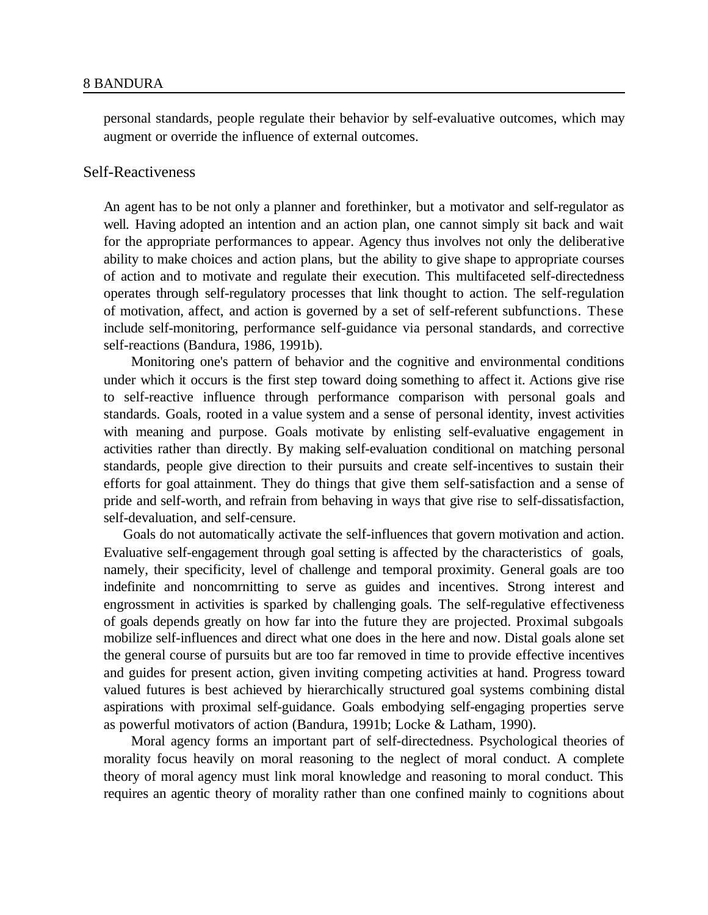personal standards, people regulate their behavior by self-evaluative outcomes, which may augment or override the influence of external outcomes.

## Self-Reactiveness

An agent has to be not only a planner and forethinker, but a motivator and self-regulator as well. Having adopted an intention and an action plan, one cannot simply sit back and wait for the appropriate performances to appear. Agency thus involves not only the deliberative ability to make choices and action plans, but the ability to give shape to appropriate courses of action and to motivate and regulate their execution. This multifaceted self-directedness operates through self-regulatory processes that link thought to action. The self-regulation of motivation, affect, and action is governed by a set of self-referent subfunctions. These include self-monitoring, performance self-guidance via personal standards, and corrective self-reactions (Bandura, 1986, 1991b).

Monitoring one's pattern of behavior and the cognitive and environmental conditions under which it occurs is the first step toward doing something to affect it. Actions give rise to self-reactive influence through performance comparison with personal goals and standards. Goals, rooted in a value system and a sense of personal identity, invest activities with meaning and purpose. Goals motivate by enlisting self-evaluative engagement in activities rather than directly. By making self-evaluation conditional on matching personal standards, people give direction to their pursuits and create self-incentives to sustain their efforts for goal attainment. They do things that give them self-satisfaction and a sense of pride and self-worth, and refrain from behaving in ways that give rise to self-dissatisfaction, self-devaluation, and self-censure.

Goals do not automatically activate the self-influences that govern motivation and action. Evaluative self-engagement through goal setting is affected by the characteristics of goals, namely, their specificity, level of challenge and temporal proximity. General goals are too indefinite and noncomrnitting to serve as guides and incentives. Strong interest and engrossment in activities is sparked by challenging goals. The self-regulative effectiveness of goals depends greatly on how far into the future they are projected. Proximal subgoals mobilize self-influences and direct what one does in the here and now. Distal goals alone set the general course of pursuits but are too far removed in time to provide effective incentives and guides for present action, given inviting competing activities at hand. Progress toward valued futures is best achieved by hierarchically structured goal systems combining distal aspirations with proximal self-guidance. Goals embodying self-engaging properties serve as powerful motivators of action (Bandura, 1991b; Locke & Latham, 1990).

Moral agency forms an important part of self-directedness. Psychological theories of morality focus heavily on moral reasoning to the neglect of moral conduct. A complete theory of moral agency must link moral knowledge and reasoning to moral conduct. This requires an agentic theory of morality rather than one confined mainly to cognitions about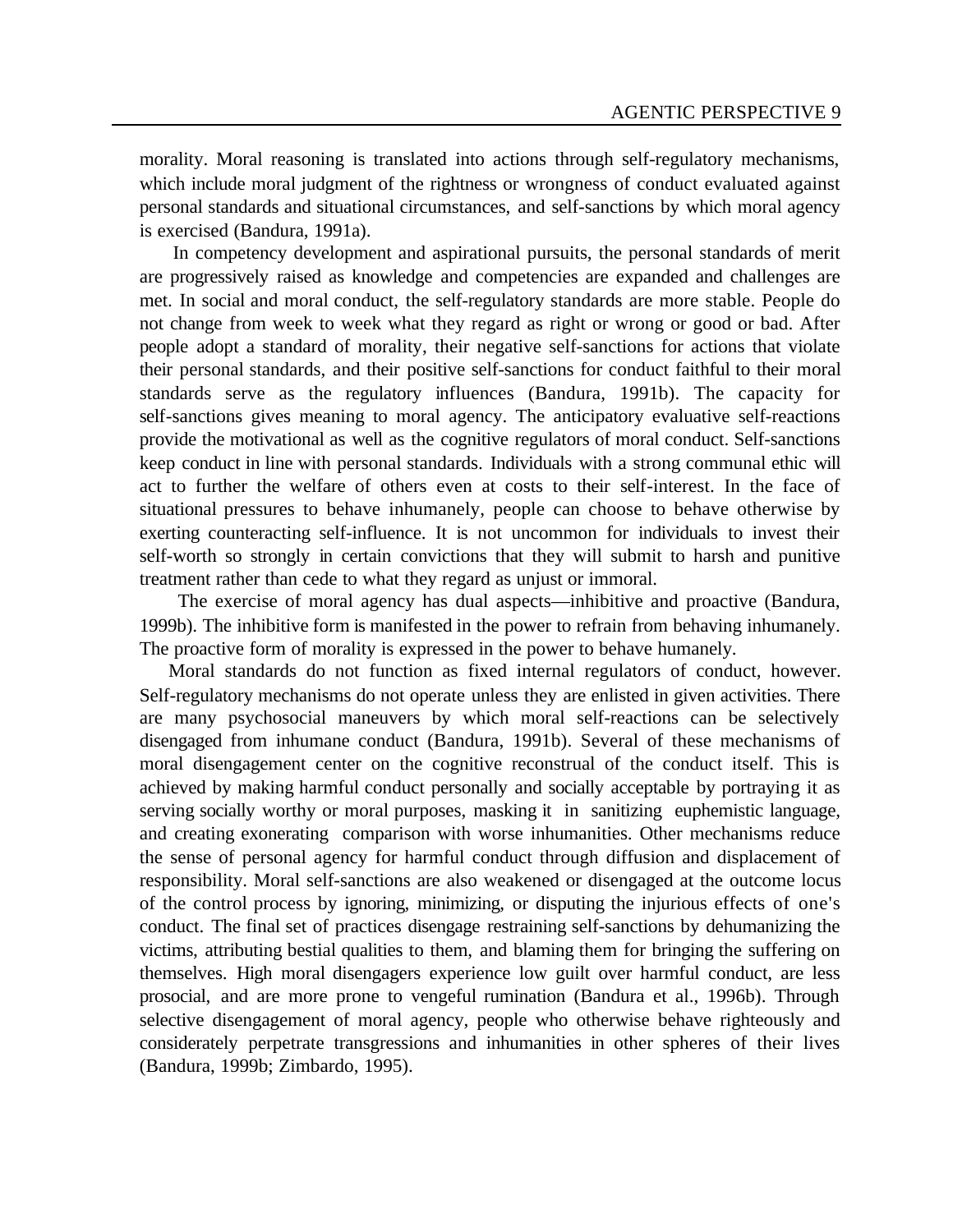morality. Moral reasoning is translated into actions through self-regulatory mechanisms, which include moral judgment of the rightness or wrongness of conduct evaluated against personal standards and situational circumstances, and self-sanctions by which moral agency is exercised (Bandura, 1991a).

In competency development and aspirational pursuits, the personal standards of merit are progressively raised as knowledge and competencies are expanded and challenges are met. In social and moral conduct, the self-regulatory standards are more stable. People do not change from week to week what they regard as right or wrong or good or bad. After people adopt a standard of morality, their negative self-sanctions for actions that violate their personal standards, and their positive self-sanctions for conduct faithful to their moral standards serve as the regulatory influences (Bandura, 1991b). The capacity for self-sanctions gives meaning to moral agency. The anticipatory evaluative self-reactions provide the motivational as well as the cognitive regulators of moral conduct. Self-sanctions keep conduct in line with personal standards. Individuals with a strong communal ethic will act to further the welfare of others even at costs to their self-interest. In the face of situational pressures to behave inhumanely, people can choose to behave otherwise by exerting counteracting self-influence. It is not uncommon for individuals to invest their self-worth so strongly in certain convictions that they will submit to harsh and punitive treatment rather than cede to what they regard as unjust or immoral.

The exercise of moral agency has dual aspects—inhibitive and proactive (Bandura, 1999b). The inhibitive form is manifested in the power to refrain from behaving inhumanely. The proactive form of morality is expressed in the power to behave humanely.

Moral standards do not function as fixed internal regulators of conduct, however. Self-regulatory mechanisms do not operate unless they are enlisted in given activities. There are many psychosocial maneuvers by which moral self-reactions can be selectively disengaged from inhumane conduct (Bandura, 1991b). Several of these mechanisms of moral disengagement center on the cognitive reconstrual of the conduct itself. This is achieved by making harmful conduct personally and socially acceptable by portraying it as serving socially worthy or moral purposes, masking it in sanitizing euphemistic language, and creating exonerating comparison with worse inhumanities. Other mechanisms reduce the sense of personal agency for harmful conduct through diffusion and displacement of responsibility. Moral self-sanctions are also weakened or disengaged at the outcome locus of the control process by ignoring, minimizing, or disputing the injurious effects of one's conduct. The final set of practices disengage restraining self-sanctions by dehumanizing the victims, attributing bestial qualities to them, and blaming them for bringing the suffering on themselves. High moral disengagers experience low guilt over harmful conduct, are less prosocial, and are more prone to vengeful rumination (Bandura et al., 1996b). Through selective disengagement of moral agency, people who otherwise behave righteously and considerately perpetrate transgressions and inhumanities in other spheres of their lives (Bandura, 1999b; Zimbardo, 1995).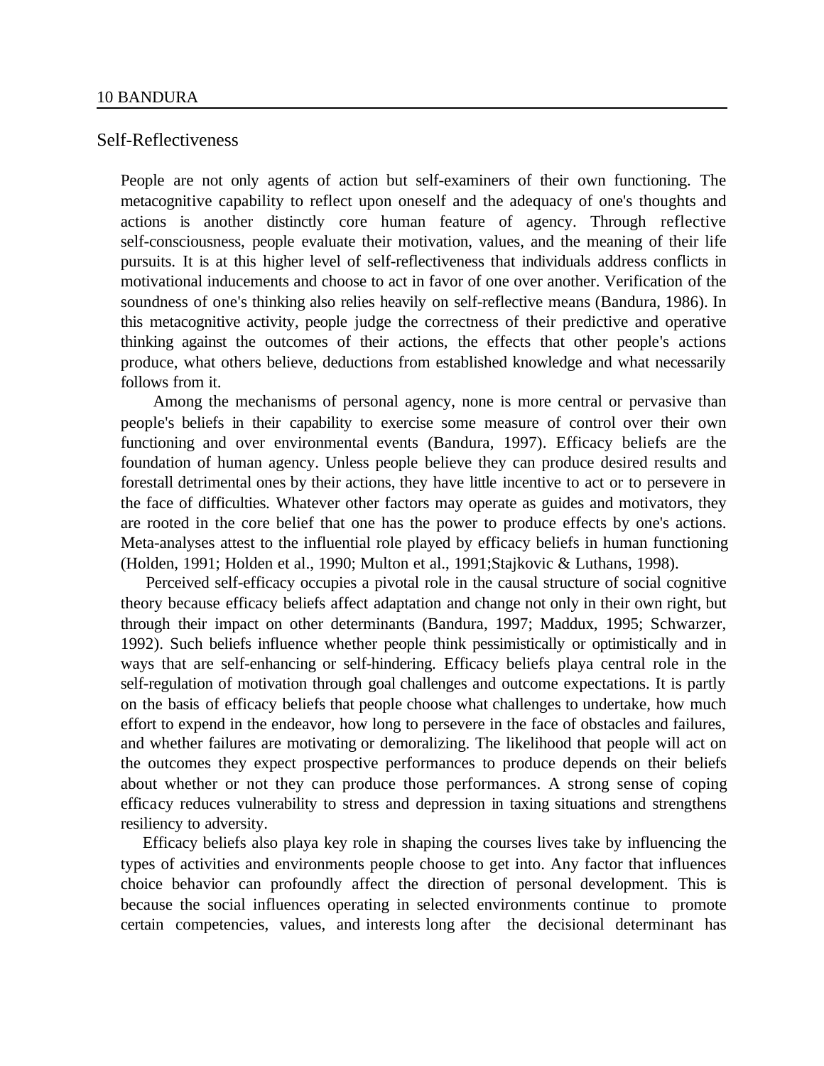## Self-Reflectiveness

People are not only agents of action but self-examiners of their own functioning. The metacognitive capability to reflect upon oneself and the adequacy of one's thoughts and actions is another distinctly core human feature of agency. Through reflective self-consciousness, people evaluate their motivation, values, and the meaning of their life pursuits. It is at this higher level of self-reflectiveness that individuals address conflicts in motivational inducements and choose to act in favor of one over another. Verification of the soundness of one's thinking also relies heavily on self-reflective means (Bandura, 1986). In this metacognitive activity, people judge the correctness of their predictive and operative thinking against the outcomes of their actions, the effects that other people's actions produce, what others believe, deductions from established knowledge and what necessarily follows from it.

Among the mechanisms of personal agency, none is more central or pervasive than people's beliefs in their capability to exercise some measure of control over their own functioning and over environmental events (Bandura, 1997). Efficacy beliefs are the foundation of human agency. Unless people believe they can produce desired results and forestall detrimental ones by their actions, they have little incentive to act or to persevere in the face of difficulties. Whatever other factors may operate as guides and motivators, they are rooted in the core belief that one has the power to produce effects by one's actions. Meta-analyses attest to the influential role played by efficacy beliefs in human functioning (Holden, 1991; Holden et al., 1990; Multon et al., 1991;Stajkovic & Luthans, 1998).

Perceived self-efficacy occupies a pivotal role in the causal structure of social cognitive theory because efficacy beliefs affect adaptation and change not only in their own right, but through their impact on other determinants (Bandura, 1997; Maddux, 1995; Schwarzer, 1992). Such beliefs influence whether people think pessimistically or optimistically and in ways that are self-enhancing or self-hindering. Efficacy beliefs playa central role in the self-regulation of motivation through goal challenges and outcome expectations. It is partly on the basis of efficacy beliefs that people choose what challenges to undertake, how much effort to expend in the endeavor, how long to persevere in the face of obstacles and failures, and whether failures are motivating or demoralizing. The likelihood that people will act on the outcomes they expect prospective performances to produce depends on their beliefs about whether or not they can produce those performances. A strong sense of coping efficacy reduces vulnerability to stress and depression in taxing situations and strengthens resiliency to adversity.

Efficacy beliefs also playa key role in shaping the courses lives take by influencing the types of activities and environments people choose to get into. Any factor that influences choice behavior can profoundly affect the direction of personal development. This is because the social influences operating in selected environments continue to promote certain competencies, values, and interests long after the decisional determinant has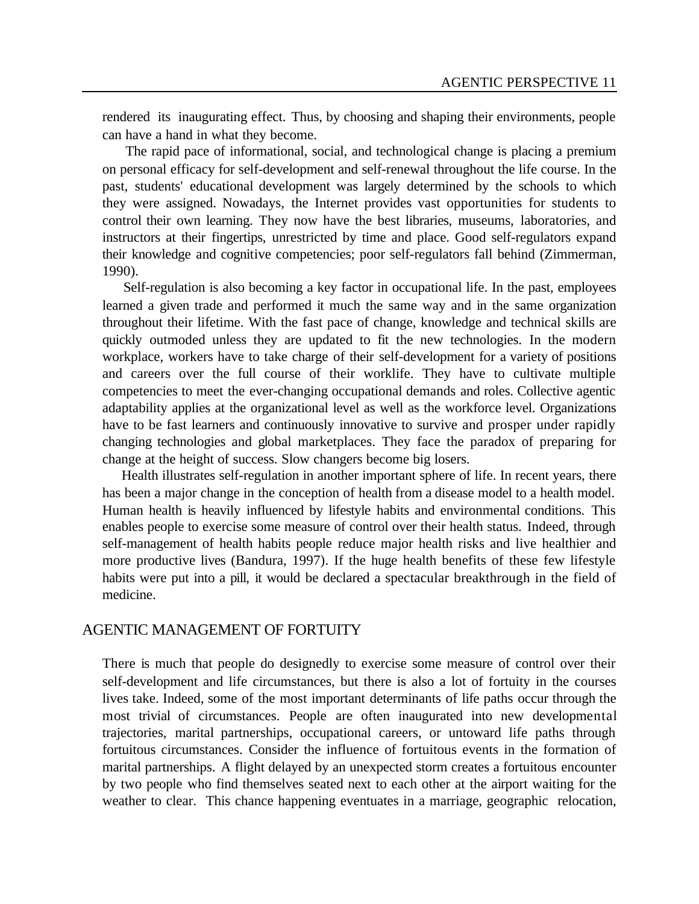rendered its inaugurating effect. Thus, by choosing and shaping their environments, people can have a hand in what they become.

The rapid pace of informational, social, and technological change is placing a premium on personal efficacy for self-development and self-renewal throughout the life course. In the past, students' educational development was largely determined by the schools to which they were assigned. Nowadays, the Internet provides vast opportunities for students to control their own learning. They now have the best libraries, museums, laboratories, and instructors at their fingertips, unrestricted by time and place. Good self-regulators expand their knowledge and cognitive competencies; poor self-regulators fall behind (Zimmerman, 1990).

Self-regulation is also becoming a key factor in occupational life. In the past, employees learned a given trade and performed it much the same way and in the same organization throughout their lifetime. With the fast pace of change, knowledge and technical skills are quickly outmoded unless they are updated to fit the new technologies. In the modern workplace, workers have to take charge of their self-development for a variety of positions and careers over the full course of their worklife. They have to cultivate multiple competencies to meet the ever-changing occupational demands and roles. Collective agentic adaptability applies at the organizational level as well as the workforce level. Organizations have to be fast learners and continuously innovative to survive and prosper under rapidly changing technologies and global marketplaces. They face the paradox of preparing for change at the height of success. Slow changers become big losers.

Health illustrates self-regulation in another important sphere of life. In recent years, there has been a major change in the conception of health from a disease model to a health model. Human health is heavily influenced by lifestyle habits and environmental conditions. This enables people to exercise some measure of control over their health status. Indeed, through self-management of health habits people reduce major health risks and live healthier and more productive lives (Bandura, 1997). If the huge health benefits of these few lifestyle habits were put into a pill, it would be declared a spectacular breakthrough in the field of medicine.

## AGENTIC MANAGEMENT OF FORTUITY

There is much that people do designedly to exercise some measure of control over their self-development and life circumstances, but there is also a lot of fortuity in the courses lives take. Indeed, some of the most important determinants of life paths occur through the most trivial of circumstances. People are often inaugurated into new developmental trajectories, marital partnerships, occupational careers, or untoward life paths through fortuitous circumstances. Consider the influence of fortuitous events in the formation of marital partnerships. A flight delayed by an unexpected storm creates a fortuitous encounter by two people who find themselves seated next to each other at the airport waiting for the weather to clear. This chance happening eventuates in a marriage, geographic relocation,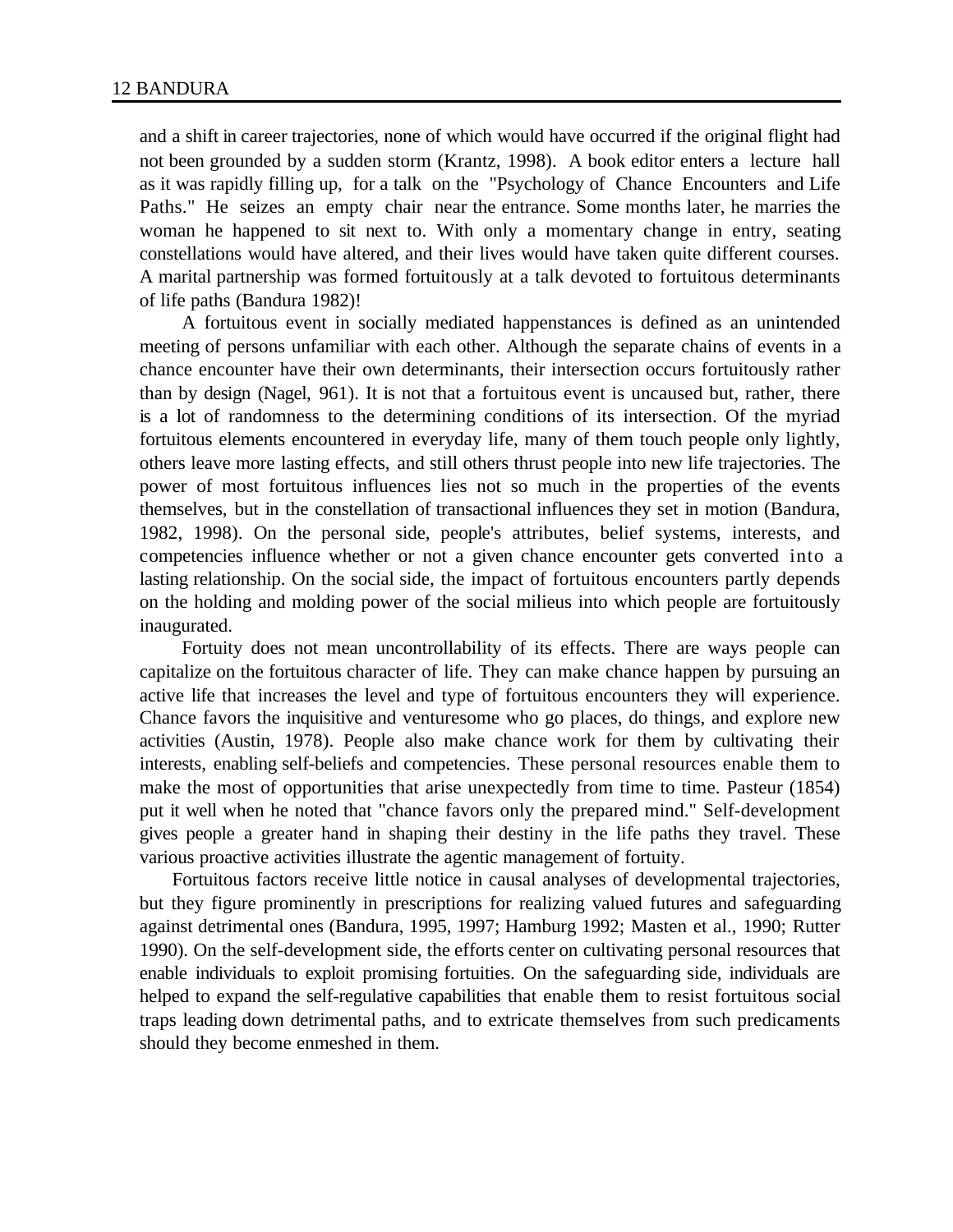and a shift in career trajectories, none of which would have occurred if the original flight had not been grounded by a sudden storm (Krantz, 1998). A book editor enters a lecture hall as it was rapidly filling up, for a talk on the "Psychology of Chance Encounters and Life Paths." He seizes an empty chair near the entrance. Some months later, he marries the woman he happened to sit next to. With only a momentary change in entry, seating constellations would have altered, and their lives would have taken quite different courses. A marital partnership was formed fortuitously at a talk devoted to fortuitous determinants of life paths (Bandura 1982)!

A fortuitous event in socially mediated happenstances is defined as an unintended meeting of persons unfamiliar with each other. Although the separate chains of events in a chance encounter have their own determinants, their intersection occurs fortuitously rather than by design (Nagel, 961). It is not that a fortuitous event is uncaused but, rather, there is a lot of randomness to the determining conditions of its intersection. Of the myriad fortuitous elements encountered in everyday life, many of them touch people only lightly, others leave more lasting effects, and still others thrust people into new life trajectories. The power of most fortuitous influences lies not so much in the properties of the events themselves, but in the constellation of transactional influences they set in motion (Bandura, 1982, 1998). On the personal side, people's attributes, belief systems, interests, and competencies influence whether or not a given chance encounter gets converted into a lasting relationship. On the social side, the impact of fortuitous encounters partly depends on the holding and molding power of the social milieus into which people are fortuitously inaugurated.

Fortuity does not mean uncontrollability of its effects. There are ways people can capitalize on the fortuitous character of life. They can make chance happen by pursuing an active life that increases the level and type of fortuitous encounters they will experience. Chance favors the inquisitive and venturesome who go places, do things, and explore new activities (Austin, 1978). People also make chance work for them by cultivating their interests, enabling self-beliefs and competencies. These personal resources enable them to make the most of opportunities that arise unexpectedly from time to time. Pasteur (1854) put it well when he noted that "chance favors only the prepared mind." Self-development gives people a greater hand in shaping their destiny in the life paths they travel. These various proactive activities illustrate the agentic management of fortuity.

Fortuitous factors receive little notice in causal analyses of developmental trajectories, but they figure prominently in prescriptions for realizing valued futures and safeguarding against detrimental ones (Bandura, 1995, 1997; Hamburg 1992; Masten et al., 1990; Rutter 1990). On the self-development side, the efforts center on cultivating personal resources that enable individuals to exploit promising fortuities. On the safeguarding side, individuals are helped to expand the self-regulative capabilities that enable them to resist fortuitous social traps leading down detrimental paths, and to extricate themselves from such predicaments should they become enmeshed in them.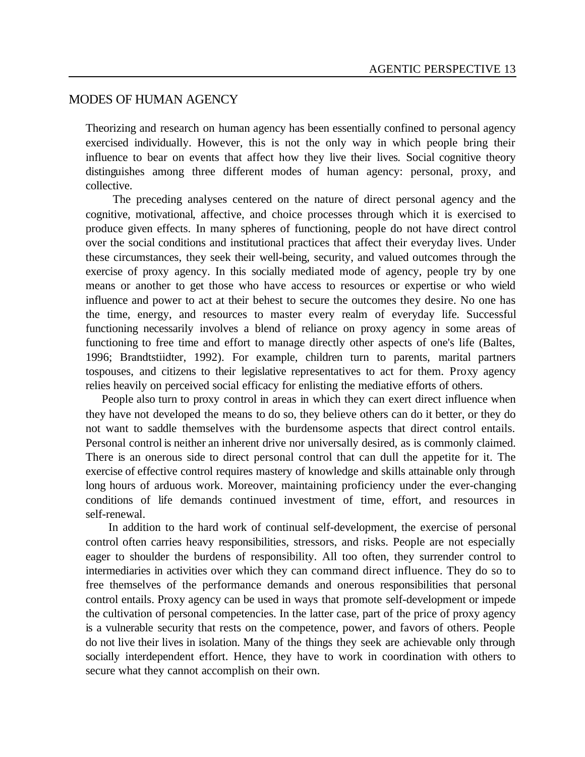## MODES OF HUMAN AGENCY

Theorizing and research on human agency has been essentially confined to personal agency exercised individually. However, this is not the only way in which people bring their influence to bear on events that affect how they live their lives. Social cognitive theory distinguishes among three different modes of human agency: personal, proxy, and collective.

The preceding analyses centered on the nature of direct personal agency and the cognitive, motivational, affective, and choice processes through which it is exercised to produce given effects. In many spheres of functioning, people do not have direct control over the social conditions and institutional practices that affect their everyday lives. Under these circumstances, they seek their well-being, security, and valued outcomes through the exercise of proxy agency. In this socially mediated mode of agency, people try by one means or another to get those who have access to resources or expertise or who wield influence and power to act at their behest to secure the outcomes they desire. No one has the time, energy, and resources to master every realm of everyday life. Successful functioning necessarily involves a blend of reliance on proxy agency in some areas of functioning to free time and effort to manage directly other aspects of one's life (Baltes, 1996; Brandtstiidter, 1992). For example, children turn to parents, marital partners tospouses, and citizens to their legislative representatives to act for them. Proxy agency relies heavily on perceived social efficacy for enlisting the mediative efforts of others.

People also turn to proxy control in areas in which they can exert direct influence when they have not developed the means to do so, they believe others can do it better, or they do not want to saddle themselves with the burdensome aspects that direct control entails. Personal control is neither an inherent drive nor universally desired, as is commonly claimed. There is an onerous side to direct personal control that can dull the appetite for it. The exercise of effective control requires mastery of knowledge and skills attainable only through long hours of arduous work. Moreover, maintaining proficiency under the ever-changing conditions of life demands continued investment of time, effort, and resources in self-renewal.

In addition to the hard work of continual self-development, the exercise of personal control often carries heavy responsibilities, stressors, and risks. People are not especially eager to shoulder the burdens of responsibility. All too often, they surrender control to intermediaries in activities over which they can command direct influence. They do so to free themselves of the performance demands and onerous responsibilities that personal control entails. Proxy agency can be used in ways that promote self-development or impede the cultivation of personal competencies. In the latter case, part of the price of proxy agency is a vulnerable security that rests on the competence, power, and favors of others. People do not live their lives in isolation. Many of the things they seek are achievable only through socially interdependent effort. Hence, they have to work in coordination with others to secure what they cannot accomplish on their own.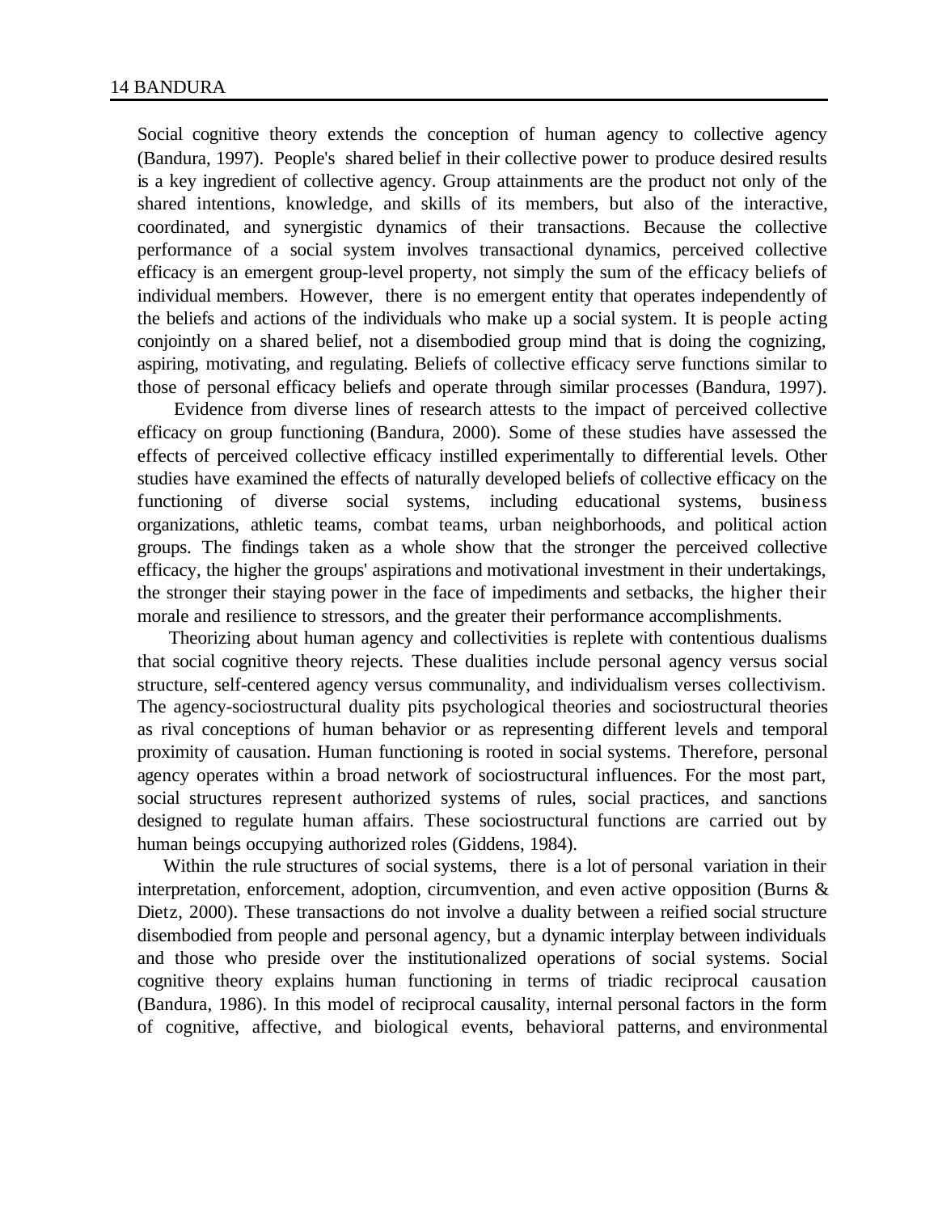Social cognitive theory extends the conception of human agency to collective agency (Bandura, 1997). People's shared belief in their collective power to produce desired results is a key ingredient of collective agency. Group attainments are the product not only of the shared intentions, knowledge, and skills of its members, but also of the interactive, coordinated, and synergistic dynamics of their transactions. Because the collective performance of a social system involves transactional dynamics, perceived collective efficacy is an emergent group-level property, not simply the sum of the efficacy beliefs of individual members. However, there is no emergent entity that operates independently of the beliefs and actions of the individuals who make up a social system. It is people acting conjointly on a shared belief, not a disembodied group mind that is doing the cognizing, aspiring, motivating, and regulating. Beliefs of collective efficacy serve functions similar to those of personal efficacy beliefs and operate through similar processes (Bandura, 1997).

Evidence from diverse lines of research attests to the impact of perceived collective efficacy on group functioning (Bandura, 2000). Some of these studies have assessed the effects of perceived collective efficacy instilled experimentally to differential levels. Other studies have examined the effects of naturally developed beliefs of collective efficacy on the functioning of diverse social systems, including educational systems, business organizations, athletic teams, combat teams, urban neighborhoods, and political action groups. The findings taken as a whole show that the stronger the perceived collective efficacy, the higher the groups' aspirations and motivational investment in their undertakings, the stronger their staying power in the face of impediments and setbacks, the higher their morale and resilience to stressors, and the greater their performance accomplishments.

Theorizing about human agency and collectivities is replete with contentious dualisms that social cognitive theory rejects. These dualities include personal agency versus social structure, self-centered agency versus communality, and individualism verses collectivism. The agency-sociostructural duality pits psychological theories and sociostructural theories as rival conceptions of human behavior or as representing different levels and temporal proximity of causation. Human functioning is rooted in social systems. Therefore, personal agency operates within a broad network of sociostructural influences. For the most part, social structures represent authorized systems of rules, social practices, and sanctions designed to regulate human affairs. These sociostructural functions are carried out by human beings occupying authorized roles (Giddens, 1984).

Within the rule structures of social systems, there is a lot of personal variation in their interpretation, enforcement, adoption, circumvention, and even active opposition (Burns & Dietz, 2000). These transactions do not involve a duality between a reified social structure disembodied from people and personal agency, but a dynamic interplay between individuals and those who preside over the institutionalized operations of social systems. Social cognitive theory explains human functioning in terms of triadic reciprocal causation (Bandura, 1986). In this model of reciprocal causality, internal personal factors in the form of cognitive, affective, and biological events, behavioral patterns, and environmental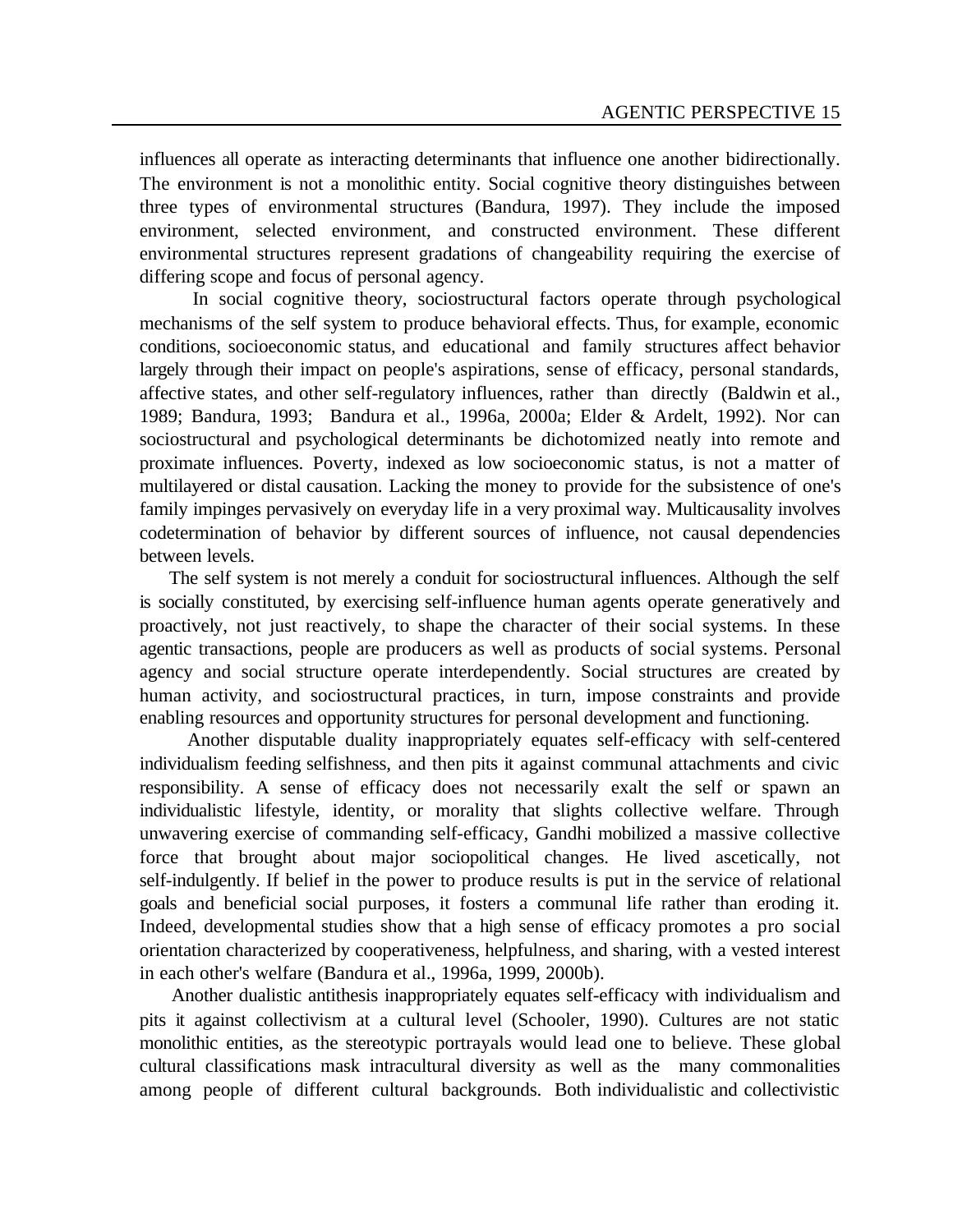influences all operate as interacting determinants that influence one another bidirectionally. The environment is not a monolithic entity. Social cognitive theory distinguishes between three types of environmental structures (Bandura, 1997). They include the imposed environment, selected environment, and constructed environment. These different environmental structures represent gradations of changeability requiring the exercise of differing scope and focus of personal agency.

In social cognitive theory, sociostructural factors operate through psychological mechanisms of the self system to produce behavioral effects. Thus, for example, economic conditions, socioeconomic status, and educational and family structures affect behavior largely through their impact on people's aspirations, sense of efficacy, personal standards, affective states, and other self-regulatory influences, rather than directly (Baldwin et al., 1989; Bandura, 1993; Bandura et al., 1996a, 2000a; Elder & Ardelt, 1992). Nor can sociostructural and psychological determinants be dichotomized neatly into remote and proximate influences. Poverty, indexed as low socioeconomic status, is not a matter of multilayered or distal causation. Lacking the money to provide for the subsistence of one's family impinges pervasively on everyday life in a very proximal way. Multicausality involves codetermination of behavior by different sources of influence, not causal dependencies between levels.

The self system is not merely a conduit for sociostructural influences. Although the self is socially constituted, by exercising self-influence human agents operate generatively and proactively, not just reactively, to shape the character of their social systems. In these agentic transactions, people are producers as well as products of social systems. Personal agency and social structure operate interdependently. Social structures are created by human activity, and sociostructural practices, in turn, impose constraints and provide enabling resources and opportunity structures for personal development and functioning.

Another disputable duality inappropriately equates self-efficacy with self-centered individualism feeding selfishness, and then pits it against communal attachments and civic responsibility. A sense of efficacy does not necessarily exalt the self or spawn an individualistic lifestyle, identity, or morality that slights collective welfare. Through unwavering exercise of commanding self-efficacy, Gandhi mobilized a massive collective force that brought about major sociopolitical changes. He lived ascetically, not self-indulgently. If belief in the power to produce results is put in the service of relational goals and beneficial social purposes, it fosters a communal life rather than eroding it. Indeed, developmental studies show that a high sense of efficacy promotes a pro social orientation characterized by cooperativeness, helpfulness, and sharing, with a vested interest in each other's welfare (Bandura et al., 1996a, 1999, 2000b).

Another dualistic antithesis inappropriately equates self-efficacy with individualism and pits it against collectivism at a cultural level (Schooler, 1990). Cultures are not static monolithic entities, as the stereotypic portrayals would lead one to believe. These global cultural classifications mask intracultural diversity as well as the many commonalities among people of different cultural backgrounds. Both individualistic and collectivistic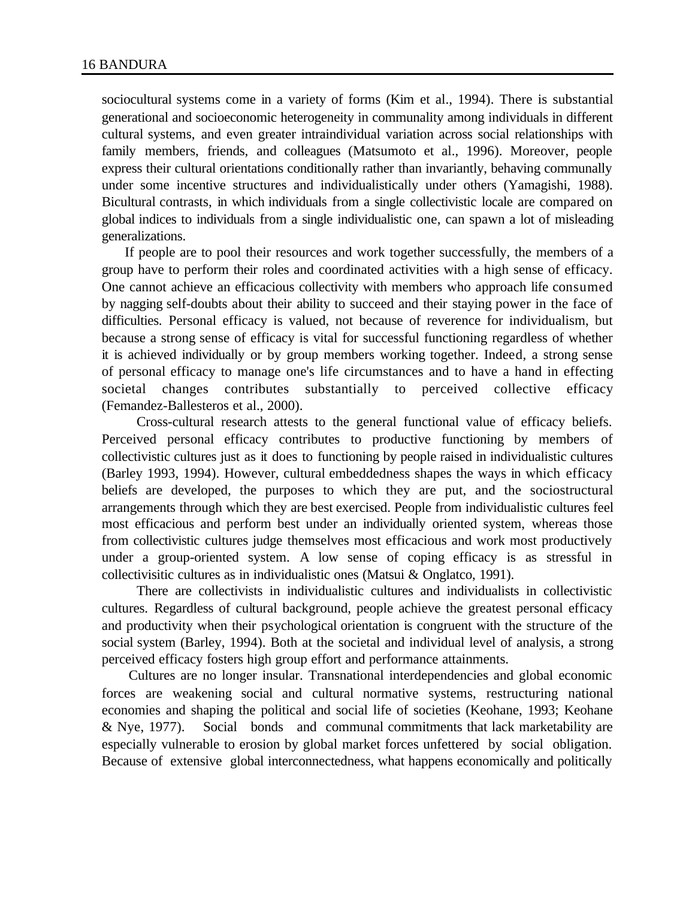sociocultural systems come in a variety of forms (Kim et al., 1994). There is substantial generational and socioeconomic heterogeneity in communality among individuals in different cultural systems, and even greater intraindividual variation across social relationships with family members, friends, and colleagues (Matsumoto et al., 1996). Moreover, people express their cultural orientations conditionally rather than invariantly, behaving communally under some incentive structures and individualistically under others (Yamagishi, 1988). Bicultural contrasts, in which individuals from a single collectivistic locale are compared on global indices to individuals from a single individualistic one, can spawn a lot of misleading generalizations.

If people are to pool their resources and work together successfully, the members of a group have to perform their roles and coordinated activities with a high sense of efficacy. One cannot achieve an efficacious collectivity with members who approach life consumed by nagging self-doubts about their ability to succeed and their staying power in the face of difficulties. Personal efficacy is valued, not because of reverence for individualism, but because a strong sense of efficacy is vital for successful functioning regardless of whether it is achieved individually or by group members working together. Indeed, a strong sense of personal efficacy to manage one's life circumstances and to have a hand in effecting societal changes contributes substantially to perceived collective efficacy (Femandez-Ballesteros et al., 2000).

Cross-cultural research attests to the general functional value of efficacy beliefs. Perceived personal efficacy contributes to productive functioning by members of collectivistic cultures just as it does to functioning by people raised in individualistic cultures (Barley 1993, 1994). However, cultural embeddedness shapes the ways in which efficacy beliefs are developed, the purposes to which they are put, and the sociostructural arrangements through which they are best exercised. People from individualistic cultures feel most efficacious and perform best under an individually oriented system, whereas those from collectivistic cultures judge themselves most efficacious and work most productively under a group-oriented system. A low sense of coping efficacy is as stressful in collectivisitic cultures as in individualistic ones (Matsui & Onglatco, 1991).

There are collectivists in individualistic cultures and individualists in collectivistic cultures. Regardless of cultural background, people achieve the greatest personal efficacy and productivity when their psychological orientation is congruent with the structure of the social system (Barley, 1994). Both at the societal and individual level of analysis, a strong perceived efficacy fosters high group effort and performance attainments.

Cultures are no longer insular. Transnational interdependencies and global economic forces are weakening social and cultural normative systems, restructuring national economies and shaping the political and social life of societies (Keohane, 1993; Keohane & Nye, 1977). Social bonds and communal commitments that lack marketability are especially vulnerable to erosion by global market forces unfettered by social obligation. Because of extensive global interconnectedness, what happens economically and politically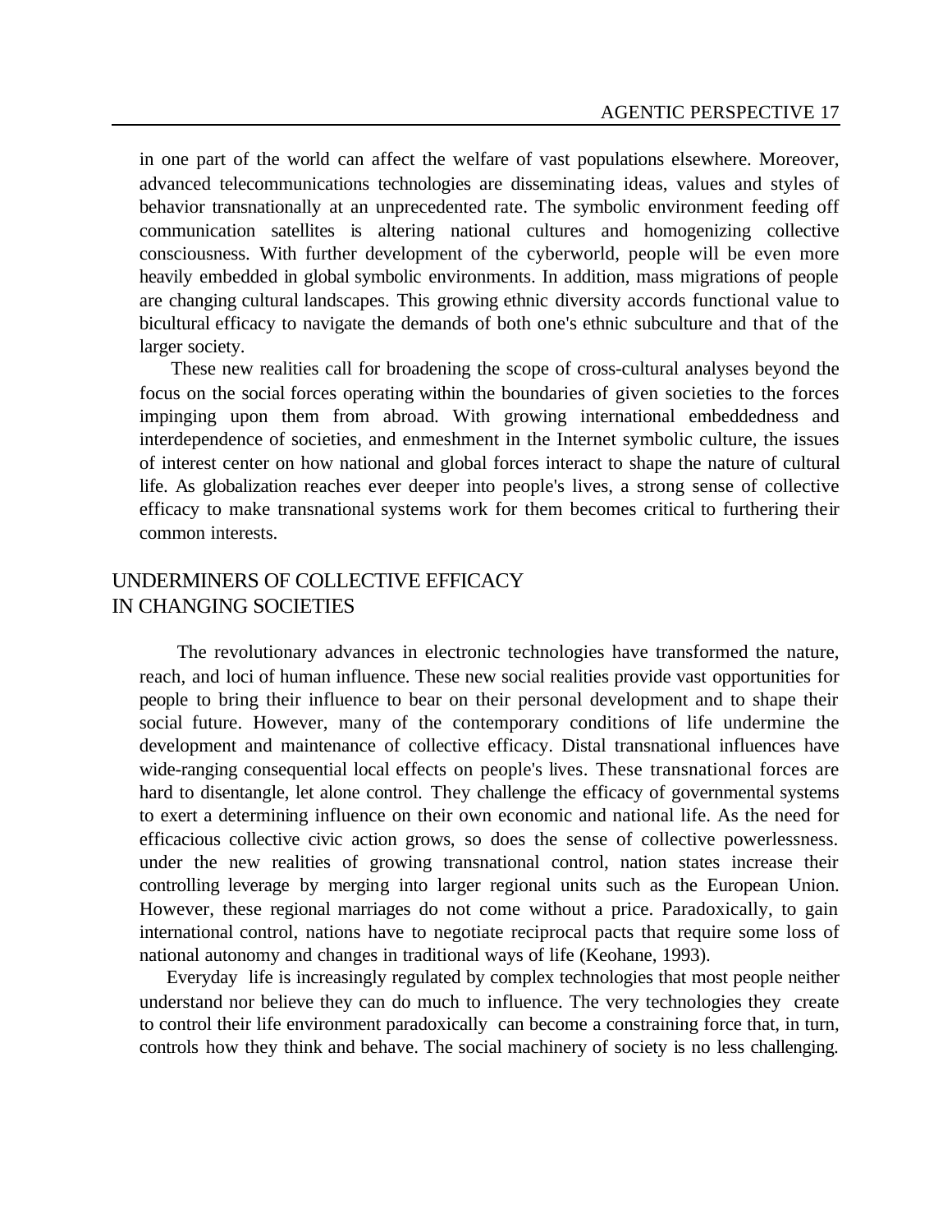in one part of the world can affect the welfare of vast populations elsewhere. Moreover, advanced telecommunications technologies are disseminating ideas, values and styles of behavior transnationally at an unprecedented rate. The symbolic environment feeding off communication satellites is altering national cultures and homogenizing collective consciousness. With further development of the cyberworld, people will be even more heavily embedded in global symbolic environments. In addition, mass migrations of people are changing cultural landscapes. This growing ethnic diversity accords functional value to bicultural efficacy to navigate the demands of both one's ethnic subculture and that of the larger society.

These new realities call for broadening the scope of cross-cultural analyses beyond the focus on the social forces operating within the boundaries of given societies to the forces impinging upon them from abroad. With growing international embeddedness and interdependence of societies, and enmeshment in the Internet symbolic culture, the issues of interest center on how national and global forces interact to shape the nature of cultural life. As globalization reaches ever deeper into people's lives, a strong sense of collective efficacy to make transnational systems work for them becomes critical to furthering their common interests.

## UNDERMINERS OF COLLECTIVE EFFICACY IN CHANGING SOCIETIES

The revolutionary advances in electronic technologies have transformed the nature, reach, and loci of human influence. These new social realities provide vast opportunities for people to bring their influence to bear on their personal development and to shape their social future. However, many of the contemporary conditions of life undermine the development and maintenance of collective efficacy. Distal transnational influences have wide-ranging consequential local effects on people's lives. These transnational forces are hard to disentangle, let alone control. They challenge the efficacy of governmental systems to exert a determining influence on their own economic and national life. As the need for efficacious collective civic action grows, so does the sense of collective powerlessness. under the new realities of growing transnational control, nation states increase their controlling leverage by merging into larger regional units such as the European Union. However, these regional marriages do not come without a price. Paradoxically, to gain international control, nations have to negotiate reciprocal pacts that require some loss of national autonomy and changes in traditional ways of life (Keohane, 1993).

Everyday life is increasingly regulated by complex technologies that most people neither understand nor believe they can do much to influence. The very technologies they create to control their life environment paradoxically can become a constraining force that, in turn, controls how they think and behave. The social machinery of society is no less challenging.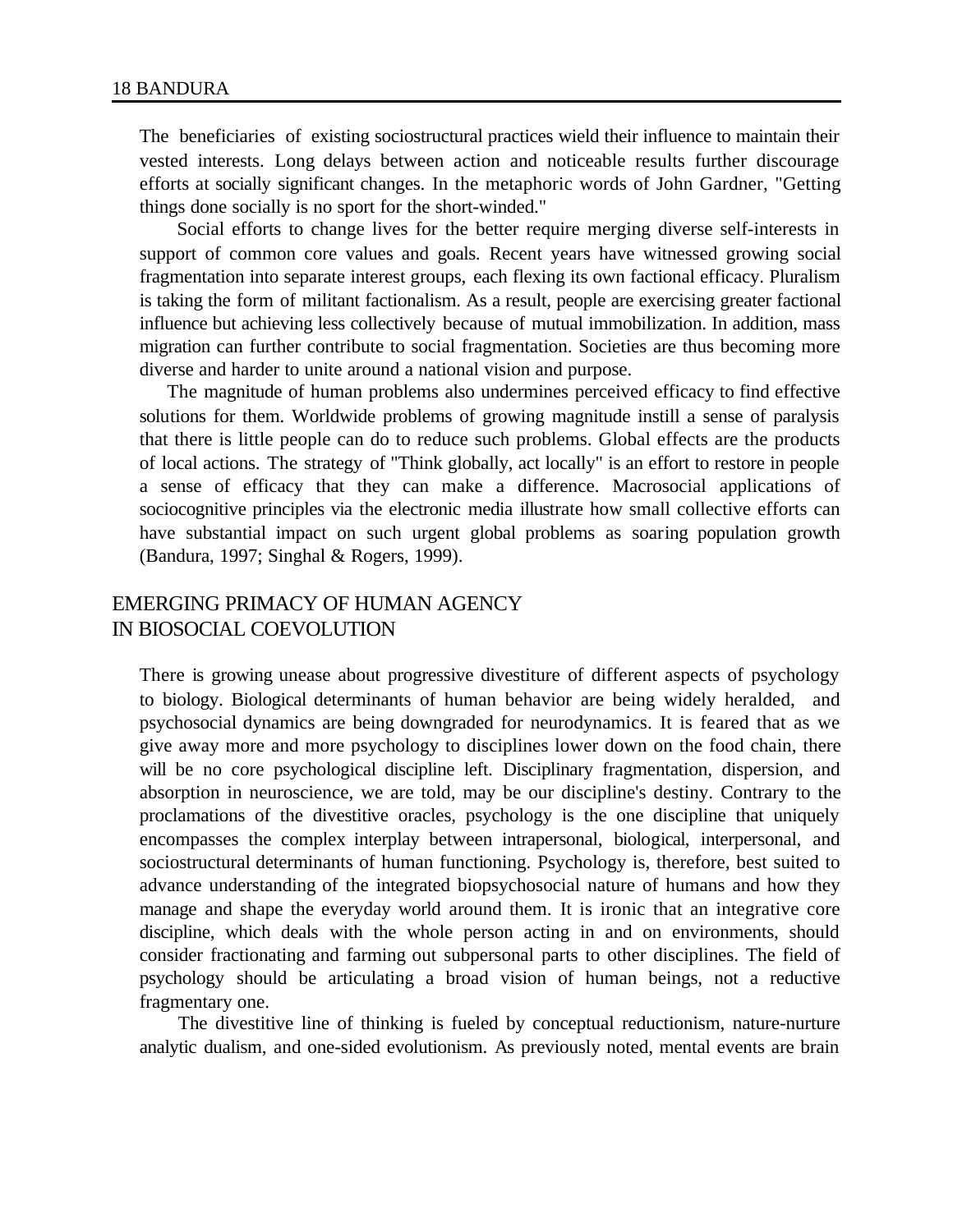The beneficiaries of existing sociostructural practices wield their influence to maintain their vested interests. Long delays between action and noticeable results further discourage efforts at socially significant changes. In the metaphoric words of John Gardner, "Getting things done socially is no sport for the short-winded."

Social efforts to change lives for the better require merging diverse self-interests in support of common core values and goals. Recent years have witnessed growing social fragmentation into separate interest groups, each flexing its own factional efficacy. Pluralism is taking the form of militant factionalism. As a result, people are exercising greater factional influence but achieving less collectively because of mutual immobilization. In addition, mass migration can further contribute to social fragmentation. Societies are thus becoming more diverse and harder to unite around a national vision and purpose.

The magnitude of human problems also undermines perceived efficacy to find effective solutions for them. Worldwide problems of growing magnitude instill a sense of paralysis that there is little people can do to reduce such problems. Global effects are the products of local actions. The strategy of "Think globally, act locally" is an effort to restore in people a sense of efficacy that they can make a difference. Macrosocial applications of sociocognitive principles via the electronic media illustrate how small collective efforts can have substantial impact on such urgent global problems as soaring population growth (Bandura, 1997; Singhal & Rogers, 1999).

## EMERGING PRIMACY OF HUMAN AGENCY IN BIOSOCIAL COEVOLUTION

There is growing unease about progressive divestiture of different aspects of psychology to biology. Biological determinants of human behavior are being widely heralded, and psychosocial dynamics are being downgraded for neurodynamics. It is feared that as we give away more and more psychology to disciplines lower down on the food chain, there will be no core psychological discipline left. Disciplinary fragmentation, dispersion, and absorption in neuroscience, we are told, may be our discipline's destiny. Contrary to the proclamations of the divestitive oracles, psychology is the one discipline that uniquely encompasses the complex interplay between intrapersonal, biological, interpersonal, and sociostructural determinants of human functioning. Psychology is, therefore, best suited to advance understanding of the integrated biopsychosocial nature of humans and how they manage and shape the everyday world around them. It is ironic that an integrative core discipline, which deals with the whole person acting in and on environments, should consider fractionating and farming out subpersonal parts to other disciplines. The field of psychology should be articulating a broad vision of human beings, not a reductive fragmentary one.

The divestitive line of thinking is fueled by conceptual reductionism, nature-nurture analytic dualism, and one-sided evolutionism. As previously noted, mental events are brain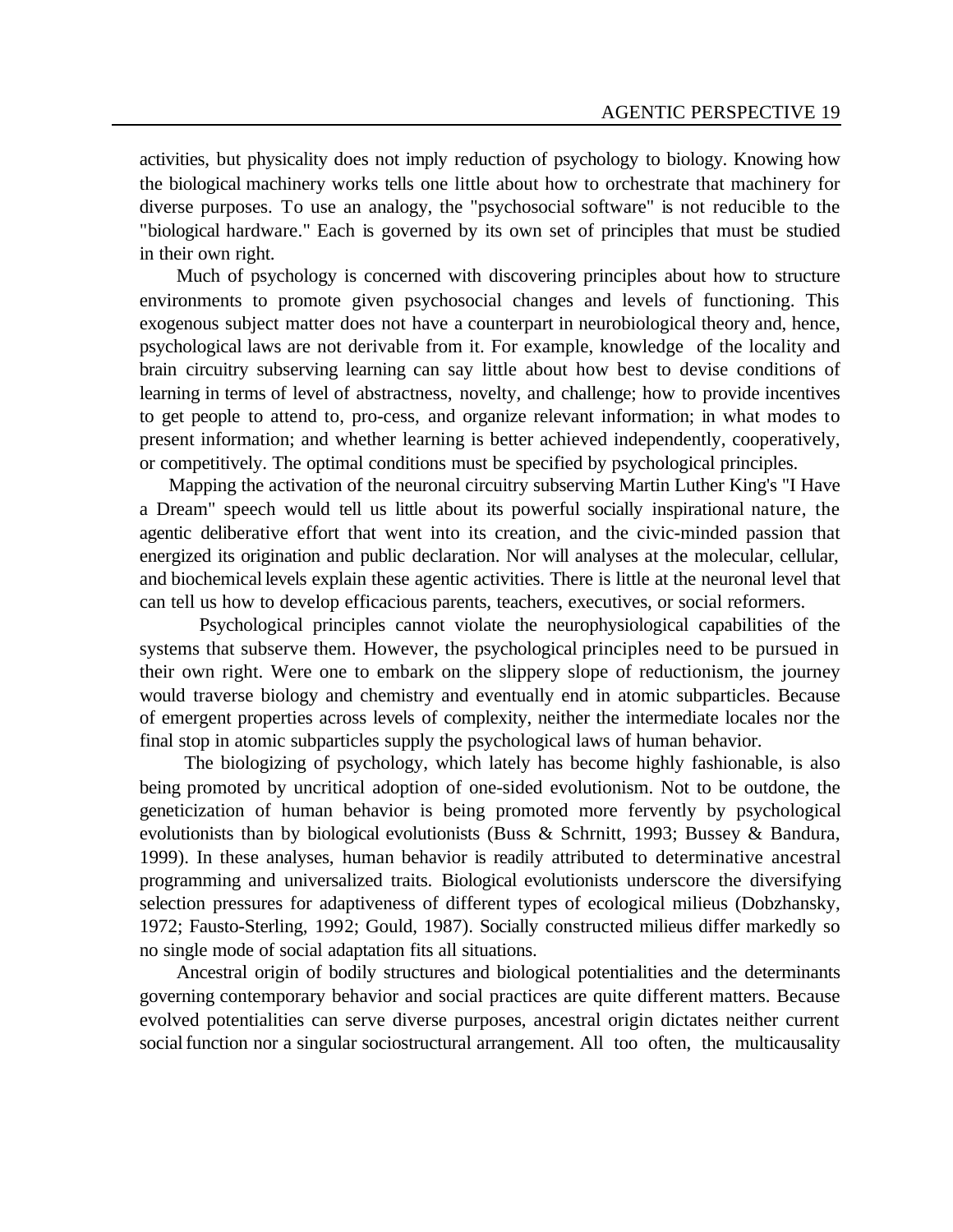activities, but physicality does not imply reduction of psychology to biology. Knowing how the biological machinery works tells one little about how to orchestrate that machinery for diverse purposes. To use an analogy, the "psychosocial software" is not reducible to the "biological hardware." Each is governed by its own set of principles that must be studied in their own right.

Much of psychology is concerned with discovering principles about how to structure environments to promote given psychosocial changes and levels of functioning. This exogenous subject matter does not have a counterpart in neurobiological theory and, hence, psychological laws are not derivable from it. For example, knowledge of the locality and brain circuitry subserving learning can say little about how best to devise conditions of learning in terms of level of abstractness, novelty, and challenge; how to provide incentives to get people to attend to, pro-cess, and organize relevant information; in what modes to present information; and whether learning is better achieved independently, cooperatively, or competitively. The optimal conditions must be specified by psychological principles.

Mapping the activation of the neuronal circuitry subserving Martin Luther King's "I Have a Dream" speech would tell us little about its powerful socially inspirational nature, the agentic deliberative effort that went into its creation, and the civic-minded passion that energized its origination and public declaration. Nor will analyses at the molecular, cellular, and biochemical levels explain these agentic activities. There is little at the neuronal level that can tell us how to develop efficacious parents, teachers, executives, or social reformers.

Psychological principles cannot violate the neurophysiological capabilities of the systems that subserve them. However, the psychological principles need to be pursued in their own right. Were one to embark on the slippery slope of reductionism, the journey would traverse biology and chemistry and eventually end in atomic subparticles. Because of emergent properties across levels of complexity, neither the intermediate locales nor the final stop in atomic subparticles supply the psychological laws of human behavior.

The biologizing of psychology, which lately has become highly fashionable, is also being promoted by uncritical adoption of one-sided evolutionism. Not to be outdone, the geneticization of human behavior is being promoted more fervently by psychological evolutionists than by biological evolutionists (Buss & Schrnitt, 1993; Bussey & Bandura, 1999). In these analyses, human behavior is readily attributed to determinative ancestral programming and universalized traits. Biological evolutionists underscore the diversifying selection pressures for adaptiveness of different types of ecological milieus (Dobzhansky, 1972; Fausto-Sterling, 1992; Gould, 1987). Socially constructed milieus differ markedly so no single mode of social adaptation fits all situations.

Ancestral origin of bodily structures and biological potentialities and the determinants governing contemporary behavior and social practices are quite different matters. Because evolved potentialities can serve diverse purposes, ancestral origin dictates neither current social function nor a singular sociostructural arrangement. All too often, the multicausality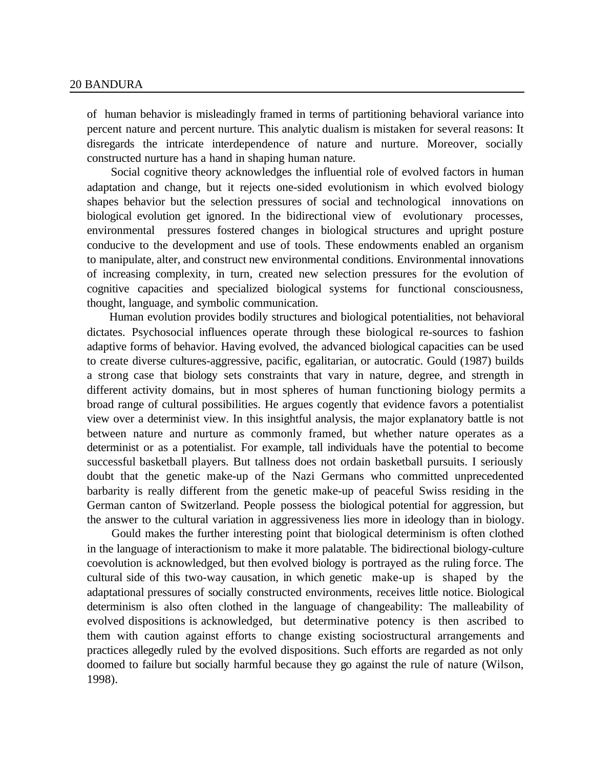of human behavior is misleadingly framed in terms of partitioning behavioral variance into percent nature and percent nurture. This analytic dualism is mistaken for several reasons: It disregards the intricate interdependence of nature and nurture. Moreover, socially constructed nurture has a hand in shaping human nature.

Social cognitive theory acknowledges the influential role of evolved factors in human adaptation and change, but it rejects one-sided evolutionism in which evolved biology shapes behavior but the selection pressures of social and technological innovations on biological evolution get ignored. In the bidirectional view of evolutionary processes, environmental pressures fostered changes in biological structures and upright posture conducive to the development and use of tools. These endowments enabled an organism to manipulate, alter, and construct new environmental conditions. Environmental innovations of increasing complexity, in turn, created new selection pressures for the evolution of cognitive capacities and specialized biological systems for functional consciousness, thought, language, and symbolic communication.

Human evolution provides bodily structures and biological potentialities, not behavioral dictates. Psychosocial influences operate through these biological re-sources to fashion adaptive forms of behavior. Having evolved, the advanced biological capacities can be used to create diverse cultures-aggressive, pacific, egalitarian, or autocratic. Gould (1987) builds a strong case that biology sets constraints that vary in nature, degree, and strength in different activity domains, but in most spheres of human functioning biology permits a broad range of cultural possibilities. He argues cogently that evidence favors a potentialist view over a determinist view. In this insightful analysis, the major explanatory battle is not between nature and nurture as commonly framed, but whether nature operates as a determinist or as a potentialist. For example, tall individuals have the potential to become successful basketball players. But tallness does not ordain basketball pursuits. I seriously doubt that the genetic make-up of the Nazi Germans who committed unprecedented barbarity is really different from the genetic make-up of peaceful Swiss residing in the German canton of Switzerland. People possess the biological potential for aggression, but the answer to the cultural variation in aggressiveness lies more in ideology than in biology.

Gould makes the further interesting point that biological determinism is often clothed in the language of interactionism to make it more palatable. The bidirectional biology-culture coevolution is acknowledged, but then evolved biology is portrayed as the ruling force. The cultural side of this two-way causation, in which genetic make-up is shaped by the adaptational pressures of socially constructed environments, receives little notice. Biological determinism is also often clothed in the language of changeability: The malleability of evolved dispositions is acknowledged, but determinative potency is then ascribed to them with caution against efforts to change existing sociostructural arrangements and practices allegedly ruled by the evolved dispositions. Such efforts are regarded as not only doomed to failure but socially harmful because they go against the rule of nature (Wilson, 1998).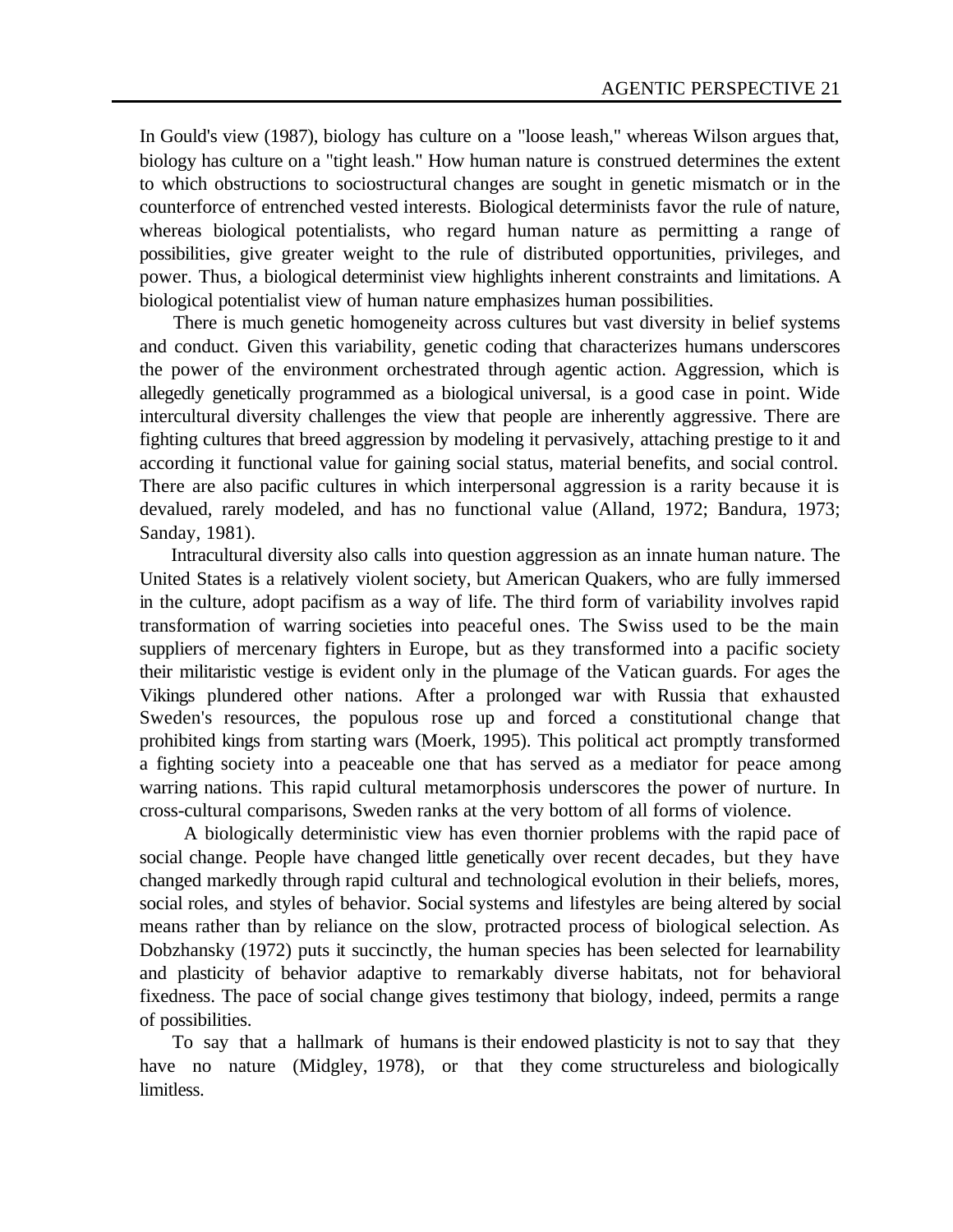In Gould's view (1987), biology has culture on a "loose leash," whereas Wilson argues that, biology has culture on a "tight leash." How human nature is construed determines the extent to which obstructions to sociostructural changes are sought in genetic mismatch or in the counterforce of entrenched vested interests. Biological determinists favor the rule of nature, whereas biological potentialists, who regard human nature as permitting a range of possibilities, give greater weight to the rule of distributed opportunities, privileges, and power. Thus, a biological determinist view highlights inherent constraints and limitations. A biological potentialist view of human nature emphasizes human possibilities.

There is much genetic homogeneity across cultures but vast diversity in belief systems and conduct. Given this variability, genetic coding that characterizes humans underscores the power of the environment orchestrated through agentic action. Aggression, which is allegedly genetically programmed as a biological universal, is a good case in point. Wide intercultural diversity challenges the view that people are inherently aggressive. There are fighting cultures that breed aggression by modeling it pervasively, attaching prestige to it and according it functional value for gaining social status, material benefits, and social control. There are also pacific cultures in which interpersonal aggression is a rarity because it is devalued, rarely modeled, and has no functional value (Alland, 1972; Bandura, 1973; Sanday, 1981).

Intracultural diversity also calls into question aggression as an innate human nature. The United States is a relatively violent society, but American Quakers, who are fully immersed in the culture, adopt pacifism as a way of life. The third form of variability involves rapid transformation of warring societies into peaceful ones. The Swiss used to be the main suppliers of mercenary fighters in Europe, but as they transformed into a pacific society their militaristic vestige is evident only in the plumage of the Vatican guards. For ages the Vikings plundered other nations. After a prolonged war with Russia that exhausted Sweden's resources, the populous rose up and forced a constitutional change that prohibited kings from starting wars (Moerk, 1995). This political act promptly transformed a fighting society into a peaceable one that has served as a mediator for peace among warring nations. This rapid cultural metamorphosis underscores the power of nurture. In cross-cultural comparisons, Sweden ranks at the very bottom of all forms of violence.

A biologically deterministic view has even thornier problems with the rapid pace of social change. People have changed little genetically over recent decades, but they have changed markedly through rapid cultural and technological evolution in their beliefs, mores, social roles, and styles of behavior. Social systems and lifestyles are being altered by social means rather than by reliance on the slow, protracted process of biological selection. As Dobzhansky (1972) puts it succinctly, the human species has been selected for learnability and plasticity of behavior adaptive to remarkably diverse habitats, not for behavioral fixedness. The pace of social change gives testimony that biology, indeed, permits a range of possibilities.

To say that a hallmark of humans is their endowed plasticity is not to say that they have no nature (Midgley, 1978), or that they come structureless and biologically limitless.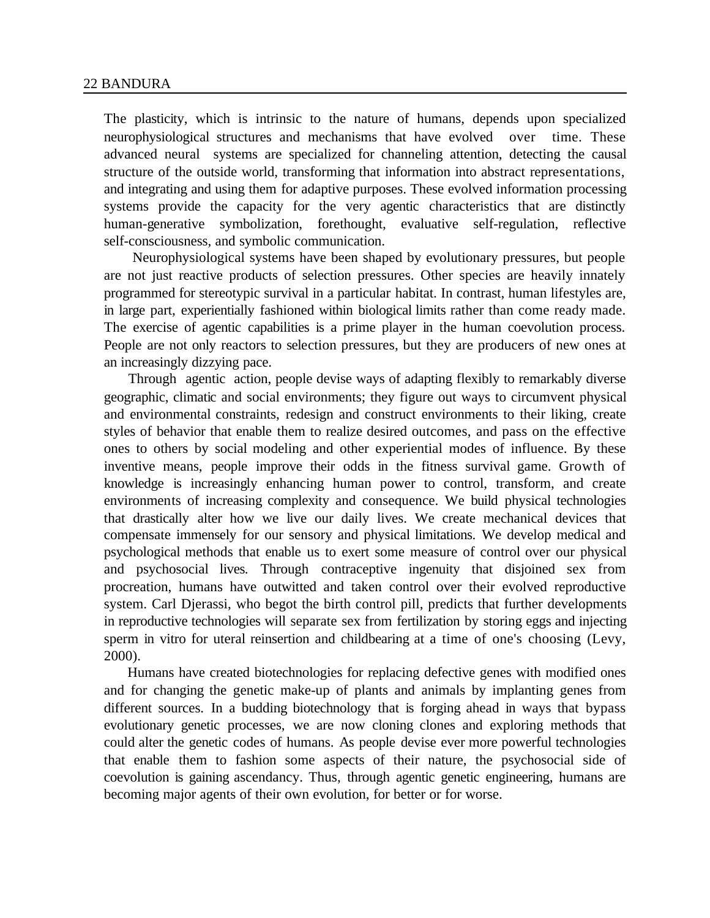The plasticity, which is intrinsic to the nature of humans, depends upon specialized neurophysiological structures and mechanisms that have evolved over time. These advanced neural systems are specialized for channeling attention, detecting the causal structure of the outside world, transforming that information into abstract representations, and integrating and using them for adaptive purposes. These evolved information processing systems provide the capacity for the very agentic characteristics that are distinctly human-generative symbolization, forethought, evaluative self-regulation, reflective self-consciousness, and symbolic communication.

Neurophysiological systems have been shaped by evolutionary pressures, but people are not just reactive products of selection pressures. Other species are heavily innately programmed for stereotypic survival in a particular habitat. In contrast, human lifestyles are, in large part, experientially fashioned within biological limits rather than come ready made. The exercise of agentic capabilities is a prime player in the human coevolution process. People are not only reactors to selection pressures, but they are producers of new ones at an increasingly dizzying pace.

Through agentic action, people devise ways of adapting flexibly to remarkably diverse geographic, climatic and social environments; they figure out ways to circumvent physical and environmental constraints, redesign and construct environments to their liking, create styles of behavior that enable them to realize desired outcomes, and pass on the effective ones to others by social modeling and other experiential modes of influence. By these inventive means, people improve their odds in the fitness survival game. Growth of knowledge is increasingly enhancing human power to control, transform, and create environments of increasing complexity and consequence. We build physical technologies that drastically alter how we live our daily lives. We create mechanical devices that compensate immensely for our sensory and physical limitations. We develop medical and psychological methods that enable us to exert some measure of control over our physical and psychosocial lives. Through contraceptive ingenuity that disjoined sex from procreation, humans have outwitted and taken control over their evolved reproductive system. Carl Djerassi, who begot the birth control pill, predicts that further developments in reproductive technologies will separate sex from fertilization by storing eggs and injecting sperm in vitro for uteral reinsertion and childbearing at a time of one's choosing (Levy, 2000).

Humans have created biotechnologies for replacing defective genes with modified ones and for changing the genetic make-up of plants and animals by implanting genes from different sources. In a budding biotechnology that is forging ahead in ways that bypass evolutionary genetic processes, we are now cloning clones and exploring methods that could alter the genetic codes of humans. As people devise ever more powerful technologies that enable them to fashion some aspects of their nature, the psychosocial side of coevolution is gaining ascendancy. Thus, through agentic genetic engineering, humans are becoming major agents of their own evolution, for better or for worse.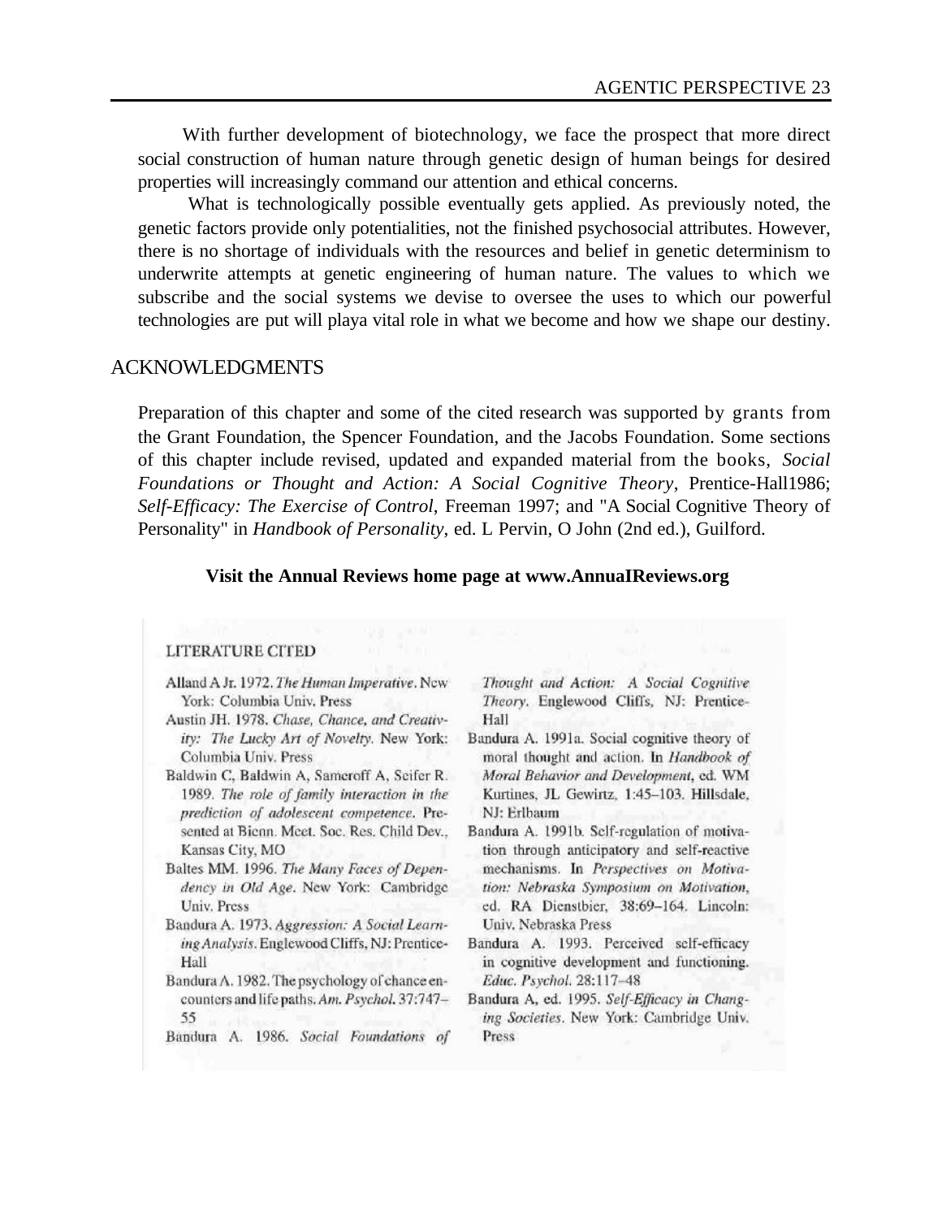With further development of biotechnology, we face the prospect that more direct social construction of human nature through genetic design of human beings for desired properties will increasingly command our attention and ethical concerns.

What is technologically possible eventually gets applied. As previously noted, the genetic factors provide only potentialities, not the finished psychosocial attributes. However, there is no shortage of individuals with the resources and belief in genetic determinism to underwrite attempts at genetic engineering of human nature. The values to which we subscribe and the social systems we devise to oversee the uses to which our powerful technologies are put will playa vital role in what we become and how we shape our destiny.

## ACKNOWLEDGMENTS

Preparation of this chapter and some of the cited research was supported by grants from the Grant Foundation, the Spencer Foundation, and the Jacobs Foundation. Some sections of this chapter include revised, updated and expanded material from the books, *Social Foundations or Thought and Action: A Social Cognitive Theory*, Prentice-Hall1986; *Self-Efficacy: The Exercise of Control*, Freeman 1997; and "A Social Cognitive Theory of Personality" in *Handbook of Personality*, ed. L Pervin, O John (2nd ed.), Guilford.

**Visit the Annual Reviews home page at www.AnnualReviews.org**

## LITERATURE CITED

Alland A Jr. 1972. *The Human Imperative*. New York: Columbia Univ. Press

Austin JH. 1978. *Chase, Chance, and Creativity: The Lucky Art of Novelty*. New York: Columbia Univ. Press

Baldwin C, Baldwin A, Sameroff A, Seifer R. 1989. *The role of family interaction in the prediction of adolescent competence*. Presented at Bienn. Meet. Soc. Res. Child Dev., Kansas City, MO

Baltes MM. 1996. *The Many Faces of Dependency in Old Age*. New York: Cambridge Univ. Press

Bandura A. 1973. *Aggression: A Social Learning Analysis*. Englewood Cliffs, NJ: Prentice-Hall

Bandura A. 1982. The psychology of chance encounters and life paths. *Am. Psychol.* 37:747–55

Bandura A. 1986. *Social Foundations of Thought and Action: A Social Cognitive Theory*. Englewood Cliffs, NJ: Prentice-Hall

Bandura A. 1991a. Social cognitive theory of moral thought and action. In *Handbook of Moral Behavior and Development*, ed. WM Kurtines, JL Gewirtz, 1:45–103. Hillsdale, NJ: Erlbaum

Bandura A. 1991b. Self-regulation of motivation through anticipatory and self-reactive mechanisms. In *Perspectives on Motivation: Nebraska Symposium on Motivation*, ed. RA Dienstbier, 38:69–164. Lincoln: Univ. Nebraska Press

Bandura A. 1993. Perceived self-efficacy in cognitive development and functioning. *Educ. Psychol.* 28:117–48

Bandura A, ed. 1995. *Self-Efficacy in Changing Societies*. New York: Cambridge Univ. Press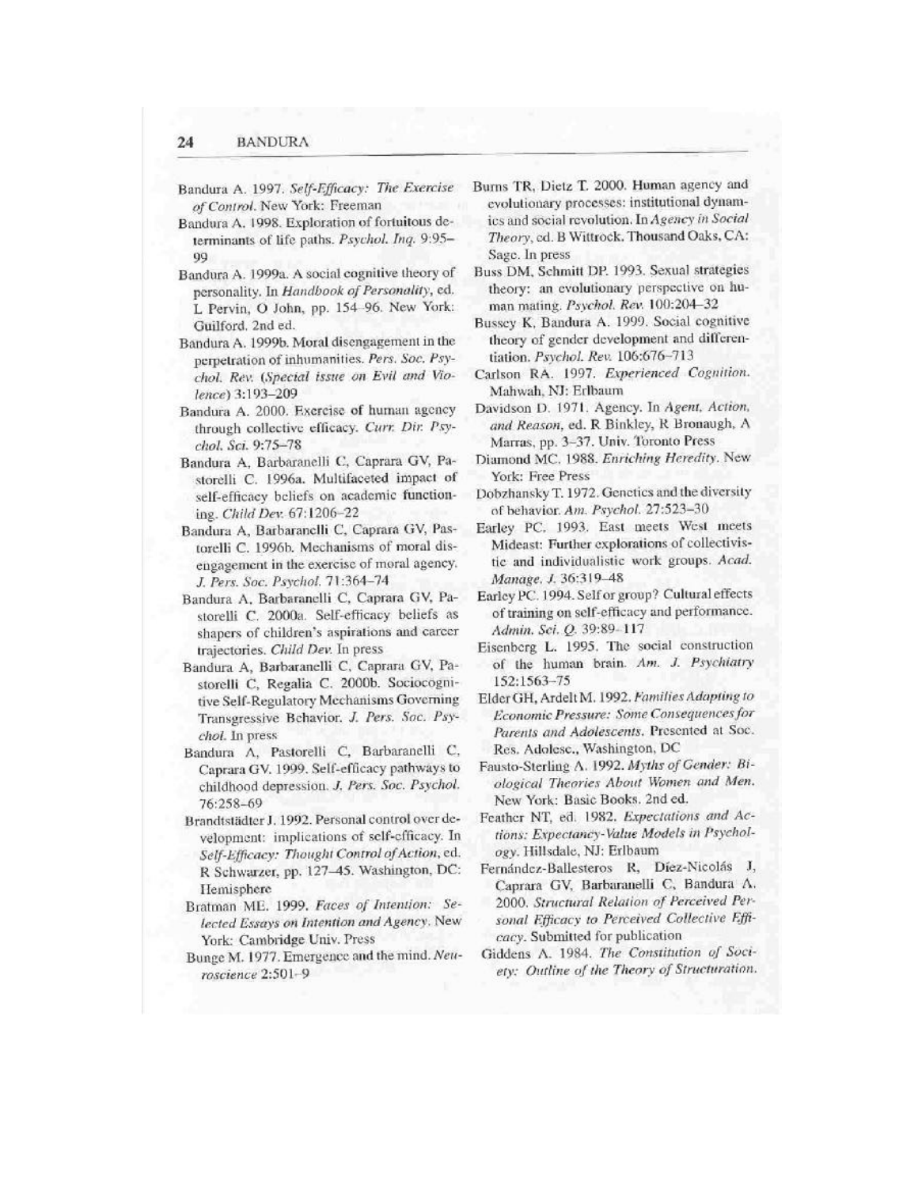Bandura A. 1997. *Self-Efficacy: The Exercise of Control*. New York: Freeman

Bandura A. 1998. Exploration of fortuitous determinants of life paths. *Psychol. Inq.* 9:95–99

Bandura A. 1999a. A social cognitive theory of personality. In *Handbook of Personality*, ed. L Pervin, O John, pp. 154–96. New York: Guilford. 2nd ed.

Bandura A. 1999b. Moral disengagement in the perpetration of inhumanities. *Pers. Soc. Psychol. Rev.* (*Special issue on Evil and Violence*) 3:193–209

Bandura A. 2000. Exercise of human agency through collective efficacy. *Curr. Dir. Psychol. Sci.* 9:75–78

Bandura A, Barbaranelli C, Caprara GV, Pastorelli C. 1996a. Multifaceted impact of self-efficacy beliefs on academic functioning. *Child Dev.* 67:1206–22

Bandura A, Barbaranelli C, Caprara GV, Pastorelli C. 1996b. Mechanisms of moral disengagement in the exercise of moral agency. *J. Pers. Soc. Psychol.* 71:364–74

Bandura A, Barbaranelli C, Caprara GV, Pastorelli C. 2000a. Self-efficacy beliefs as shapers of children's aspirations and career trajectories. *Child Dev.* In press

Bandura A, Barbaranelli C, Caprara GV, Pastorelli C, Regalia C. 2000b. Sociocognitive Self-Regulatory Mechanisms Governing Transgressive Behavior. *J. Pers. Soc. Psychol.* In press

Bandura A, Pastorelli C, Barbaranelli C, Caprara GV. 1999. Self-efficacy pathways to childhood depression. *J. Pers. Soc. Psychol.* 76:258–69

Brandtstädter J. 1992. Personal control over development: implications of self-efficacy. In *Self-Efficacy: Thought Control of Action*, ed. R Schwarzer, pp. 127–45. Washington, DC: Hemisphere

Bratman ME. 1999. *Faces of Intention: Selected Essays on Intention and Agency*. New York: Cambridge Univ. Press

Bunge M. 1977. Emergence and the mind. *Neuroscience* 2:501–9

Burns TR, Dietz T. 2000. Human agency and evolutionary processes: institutional dynamics and social revolution. In *Agency in Social Theory*, ed. B Wittrock. Thousand Oaks, CA: Sage. In press

Buss DM, Schmitt DP. 1993. Sexual strategies theory: an evolutionary perspective on human mating. *Psychol. Rev.* 100:204–32

Bussey K, Bandura A. 1999. Social cognitive theory of gender development and differentiation. *Psychol. Rev.* 106:676–713

Carlson RA. 1997. *Experienced Cognition*. Mahwah, NJ: Erlbaum

Davidson D. 1971. Agency. In *Agent, Action, and Reason*, ed. R Binkley, R Bronaugh, A Marras, pp. 3–37. Univ. Toronto Press

Diamond MC. 1988. *Enriching Heredity*. New York: Free Press

Dobzhansky T. 1972. Genetics and the diversity of behavior. *Am. Psychol.* 27:523–30

Earley PC. 1993. East meets West meets Mideast: Further explorations of collectivistic and individualistic work groups. *Acad. Manage. J.* 36:319–48

Earley PC. 1994. Self or group? Cultural effects of training on self-efficacy and performance. *Admin. Sci. Q.* 39:89–117

Eisenberg L. 1995. The social construction of the human brain. *Am. J. Psychiatry* 152:1563–75

Elder GH, Ardelt M. 1992. *Families Adapting to Economic Pressure: Some Consequences for Parents and Adolescents*. Presented at Soc. Res. Adolesc., Washington, DC

Fausto-Sterling A. 1992. *Myths of Gender: Biological Theories About Women and Men*. New York: Basic Books. 2nd ed.

Feather NT, ed. 1982. *Expectations and Actions: Expectancy-Value Models in Psychology*. Hillsdale, NJ: Erlbaum

Fernández-Ballesteros R, Díez-Nicolás J, Caprara GV, Barbaranelli C, Bandura A. 2000. *Structural Relation of Perceived Personal Efficacy to Perceived Collective Efficacy*. Submitted for publication

Giddens A. 1984. *The Constitution of Society: Outline of the Theory of Structuration*.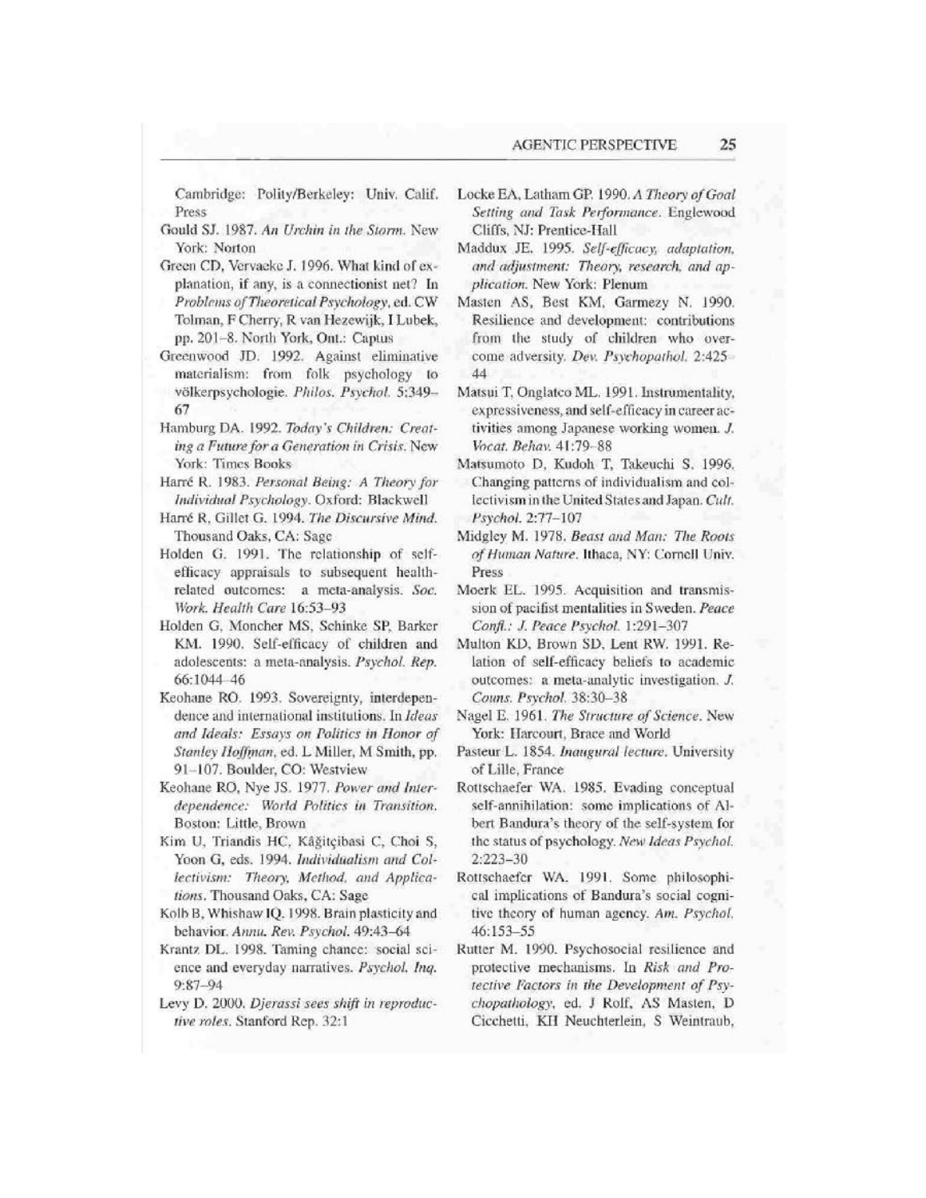Cambridge: Polity/Berkeley: Univ. Calif. Press

Gould SJ. 1987. *An Urchin in the Storm*. New York: Norton

Green CD, Vervaeke J. 1996. What kind of explanation, if any, is a connectionist net? In *Problems of Theoretical Psychology*, ed. CW Tolman, F Cherry, R van Hezewijk, I Lubek, pp. 201–8. North York, Ont.: Captus

Greenwood JD. 1992. Against eliminative materialism: from folk psychology to völkerpsychologie. *Philos. Psychol.* 5:349–67

Hamburg DA. 1992. *Today's Children: Creating a Future for a Generation in Crisis*. New York: Times Books

Harré R. 1983. *Personal Being: A Theory for Individual Psychology*. Oxford: Blackwell

Harré R, Gillet G. 1994. *The Discursive Mind*. Thousand Oaks, CA: Sage

Holden G. 1991. The relationship of self-efficacy appraisals to subsequent health-related outcomes: a meta-analysis. *Soc. Work. Health Care* 16:53–93

Holden G, Moncher MS, Schinke SP, Barker KM. 1990. Self-efficacy of children and adolescents: a meta-analysis. *Psychol. Rep.* 66:1044–46

Keohane RO. 1993. Sovereignty, interdependence and international institutions. In *Ideas and Ideals: Essays on Politics in Honor of Stanley Hoffman*, ed. L Miller, M Smith, pp. 91–107. Boulder, CO: Westview

Keohane RO, Nye JS. 1977. *Power and Interdependence: World Politics in Transition*. Boston: Little, Brown

Kim U, Triandis HC, Kâğitçibasi C, Choi S, Yoon G, eds. 1994. *Individualism and Collectivism: Theory, Method, and Applications*. Thousand Oaks, CA: Sage

Kolb B, Whishaw IQ. 1998. Brain plasticity and behavior. *Annu. Rev. Psychol.* 49:43–64

Krantz DL. 1998. Taming chance: social science and everyday narratives. *Psychol. Inq.* 9:87–94

Levy D. 2000. *Djerassi sees shift in reproductive roles*. Stanford Rep. 32:1

Locke EA, Latham GP. 1990. *A Theory of Goal Setting and Task Performance*. Englewood Cliffs, NJ: Prentice-Hall

Maddux JE. 1995. *Self-efficacy, adaptation, and adjustment: Theory, research, and application*. New York: Plenum

Masten AS, Best KM, Garmezy N. 1990. Resilience and development: contributions from the study of children who overcome adversity. *Dev. Psychopathol.* 2:425–44

Matsui T, Onglatco ML. 1991. Instrumentality, expressiveness, and self-efficacy in career activities among Japanese working women. *J. Vocat. Behav.* 41:79–88

Matsumoto D, Kudoh T, Takeuchi S. 1996. Changing patterns of individualism and collectivism in the United States and Japan. *Cult. Psychol.* 2:77–107

Midgley M. 1978. *Beast and Man: The Roots of Human Nature*. Ithaca, NY: Cornell Univ. Press

Moerk EL. 1995. Acquisition and transmission of pacifist mentalities in Sweden. *Peace Confl.: J. Peace Psychol.* 1:291–307

Multon KD, Brown SD, Lent RW. 1991. Relation of self-efficacy beliefs to academic outcomes: a meta-analytic investigation. *J. Couns. Psychol.* 38:30–38

Nagel E. 1961. *The Structure of Science*. New York: Harcourt, Brace and World

Pasteur L. 1854. *Inaugural lecture*. University of Lille, France

Rottschaefer WA. 1985. Evading conceptual self-annihilation: some implications of Albert Bandura's theory of the self-system for the status of psychology. *New Ideas Psychol.* 2:223–30

Rottschaefer WA. 1991. Some philosophical implications of Bandura's social cognitive theory of human agency. *Am. Psychol.* 46:153–55

Rutter M. 1990. Psychosocial resilience and protective mechanisms. In *Risk and Protective Factors in the Development of Psychopathology*, ed. J Rolf, AS Masten, D Cicchetti, KH Neuchterlein, S Weintraub,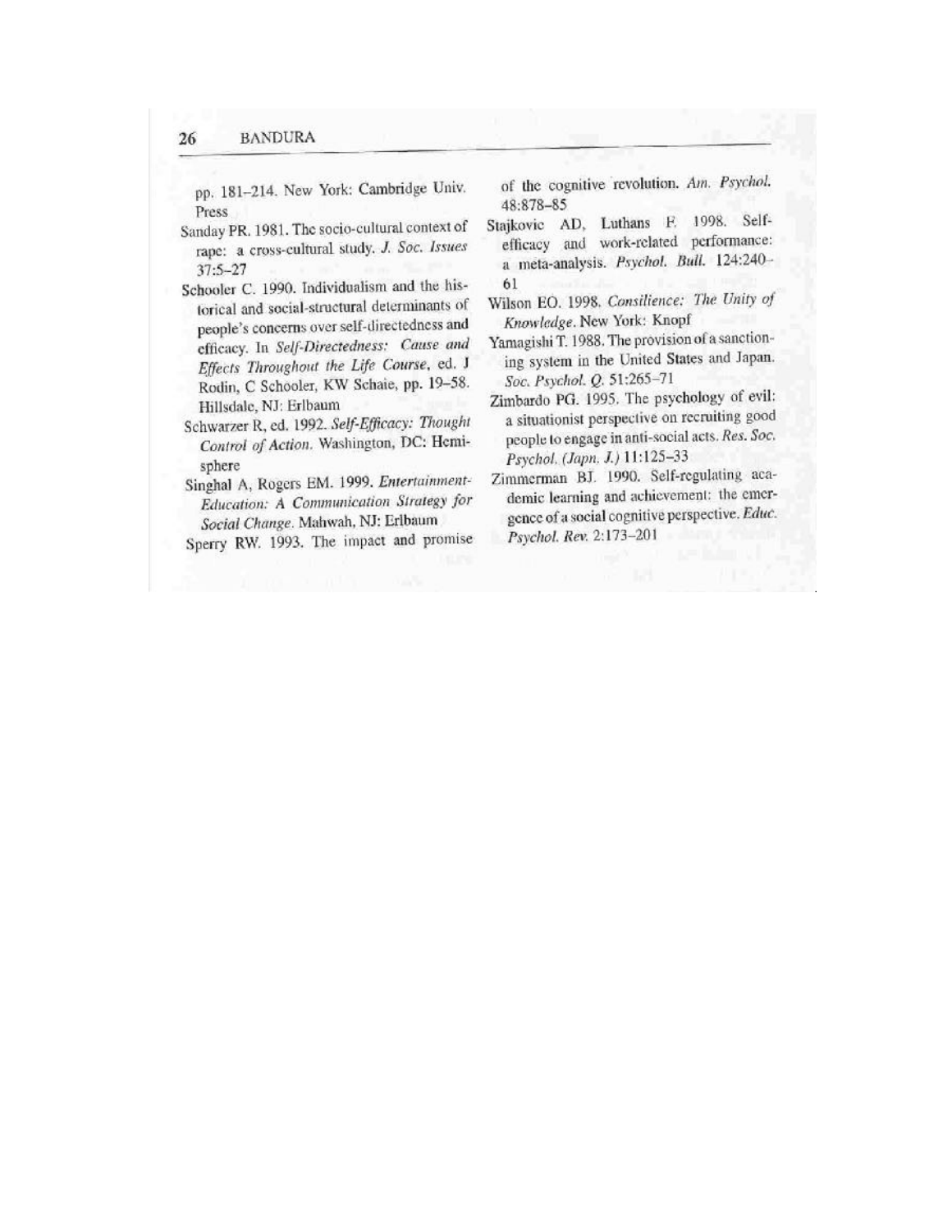pp. 181–214. New York: Cambridge Univ. Press

Sanday PR. 1981. The socio-cultural context of rape: a cross-cultural study. *J. Soc. Issues* 37:5–27

Schooler C. 1990. Individualism and the historical and social-structural determinants of people's concerns over self-directedness and efficacy. In *Self-Directedness: Cause and Effects Throughout the Life Course*, ed. J Rodin, C Schooler, KW Schaie, pp. 19–58. Hillsdale, NJ: Erlbaum

Schwarzer R, ed. 1992. *Self-Efficacy: Thought Control of Action*. Washington, DC: Hemisphere

Singhal A, Rogers EM. 1999. *Entertainment-Education: A Communication Strategy for Social Change*. Mahwah, NJ: Erlbaum

Sperry RW. 1993. The impact and promise of the cognitive revolution. *Am. Psychol.* 48:878–85

Stajkovic AD, Luthans F. 1998. Self-efficacy and work-related performance: a meta-analysis. *Psychol. Bull.* 124:240–61

Wilson EO. 1998. *Consilience: The Unity of Knowledge*. New York: Knopf

Yamagishi T. 1988. The provision of a sanctioning system in the United States and Japan. *Soc. Psychol. Q.* 51:265–71

Zimbardo PG. 1995. The psychology of evil: a situationist perspective on recruiting good people to engage in anti-social acts. *Res. Soc. Psychol. (Japn. J.)* 11:125–33

Zimmerman BJ. 1990. Self-regulating academic learning and achievement: the emergence of a social cognitive perspective. *Educ. Psychol. Rev.* 2:173–201